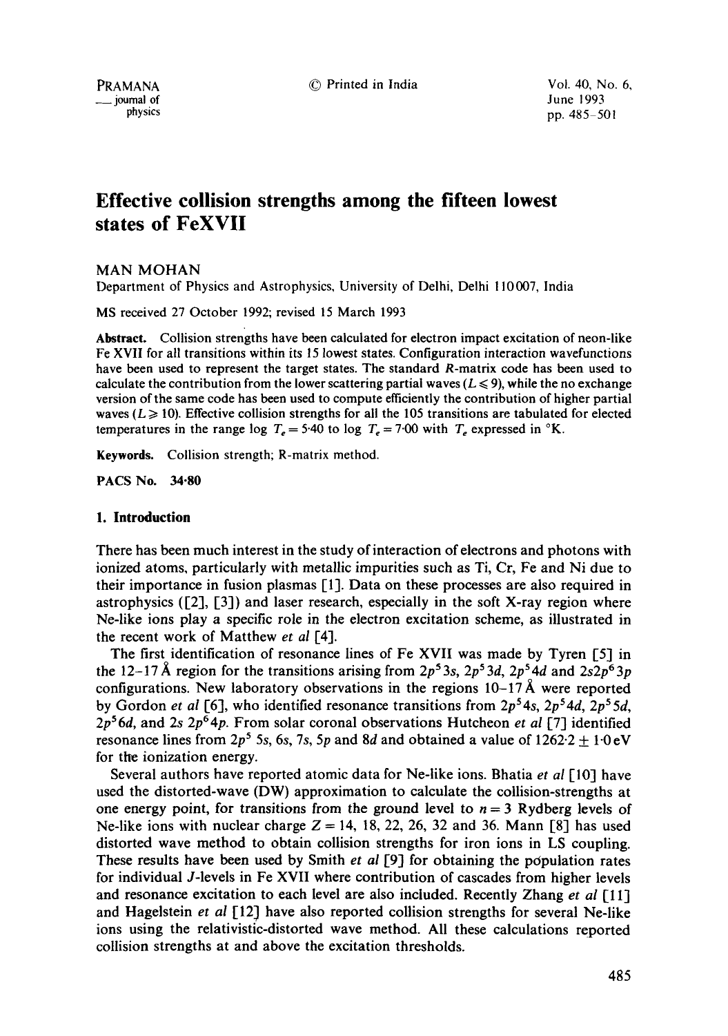# Effective collision strengths among the fifteen lowest states of FeXVII

MAN MOHAN

Department of Physics and Astrophysics, University of Delhi, Delhi 110007, India

MS received 27 October 1992; revised 15 March 1993

**Abstract.** Collision strengths have been calculated for electron impact excitation of neon-like Fe XVII for all transitions within its 15 lowest states. Configuration interaction wavefunctions have been used to represent the target states. The standard $R$-matrix code has been used to calculate the contribution from the lower scattering partial waves ($L \leqslant 9$), while the no exchange version of the same code has been used to compute efficiently the contribution of higher partial waves ($L \geqslant 10$). Effective collision strengths for all the 105 transitions are tabulated for elected temperatures in the range $\log T_e = 5{\cdot}40$ to $\log T_e = 7{\cdot}00$ with $T_e$ expressed in °K.

**Keywords.** Collision strength; R-matrix method.

**PACS No. 34·80**

## 1. Introduction

There has been much interest in the study of interaction of electrons and photons with ionized atoms, particularly with metallic impurities such as Ti, Cr, Fe and Ni due to their importance in fusion plasmas [1]. Data on these processes are also required in astrophysics ([2], [3]) and laser research, especially in the soft X-ray region where Ne-like ions play a specific role in the electron excitation scheme, as illustrated in the recent work of Matthew *et al* [4].

The first identification of resonance lines of Fe XVII was made by Tyren [5] in the 12–17 Å region for the transitions arising from $2p^5 3s$, $2p^5 3d$, $2p^5 4d$ and $2s2p^6 3p$ configurations. New laboratory observations in the regions 10–17 Å were reported by Gordon *et al* [6], who identified resonance transitions from $2p^5 4s$, $2p^5 4d$, $2p^5 5d$, $2p^5 6d$, and $2s\ 2p^6 4p$. From solar coronal observations Hutcheon *et al* [7] identified resonance lines from $2p^5$ $5s$, $6s$, $7s$, $5p$ and $8d$ and obtained a value of $1262{\cdot}2 \pm 1{\cdot}0$ eV for the ionization energy.

Several authors have reported atomic data for Ne-like ions. Bhatia *et al* [10] have used the distorted-wave (DW) approximation to calculate the collision-strengths at one energy point, for transitions from the ground level to $n = 3$ Rydberg levels of Ne-like ions with nuclear charge $Z = 14$, 18, 22, 26, 32 and 36. Mann [8] has used distorted wave method to obtain collision strengths for iron ions in LS coupling. These results have been used by Smith *et al* [9] for obtaining the population rates for individual $J$-levels in Fe XVII where contribution of cascades from higher levels and resonance excitation to each level are also included. Recently Zhang *et al* [11] and Hagelstein *et al* [12] have also reported collision strengths for several Ne-like ions using the relativistic-distorted wave method. All these calculations reported collision strengths at and above the excitation thresholds.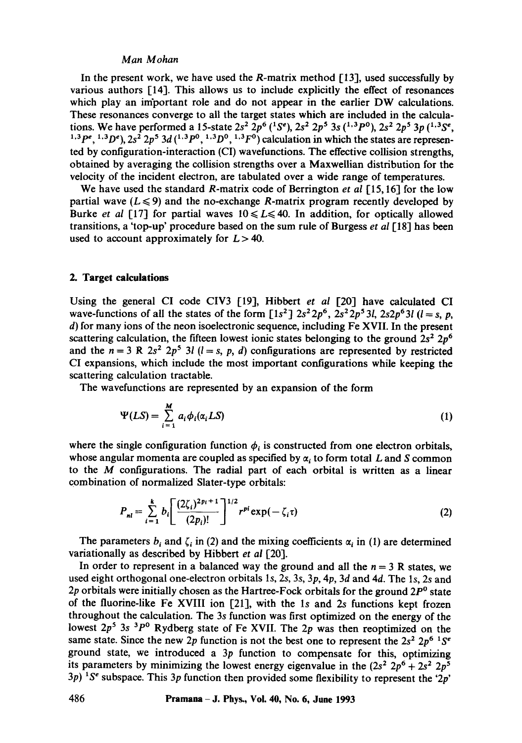In the present work, we have used the $R$-matrix method [13], used successfully by various authors [14]. This allows us to include explicitly the effect of resonances which play an important role and do not appear in the earlier DW calculations. These resonances converge to all the target states which are included in the calculations. We have performed a 15-state $2s^2\,2p^6\,(^1S^e)$, $2s^2\,2p^5\,3s\,(^{1,3}P^0)$, $2s^2\,2p^5\,3p\,(^{1,3}S^e, {}^{1,3}P^e, {}^{1,3}D^e)$, $2s^2\,2p^5\,3d\,(^{1,3}P^0, {}^{1,3}D^0, {}^{1,3}F^0)$ calculation in which the states are represented by configuration-interaction (CI) wavefunctions. The effective collision strengths, obtained by averaging the collision strengths over a Maxwellian distribution for the velocity of the incident electron, are tabulated over a wide range of temperatures.

We have used the standard $R$-matrix code of Berrington *et al* [15, 16] for the low partial wave ($L \leqslant 9$) and the no-exchange $R$-matrix program recently developed by Burke *et al* [17] for partial waves $10 \leqslant L \leqslant 40$. In addition, for optically allowed transitions, a 'top-up' procedure based on the sum rule of Burgess *et al* [18] has been used to account approximately for $L > 40$.

## 2. Target calculations

Using the general CI code CIV3 [19], Hibbert *et al* [20] have calculated CI wave-functions of all the states of the form $[1s^2]\,2s^2 2p^6$, $2s^2 2p^5 3l$, $2s 2p^6 3l$ ($l = s, p, d$) for many ions of the neon isoelectronic sequence, including Fe XVII. In the present scattering calculation, the fifteen lowest ionic states belonging to the ground $2s^2\,2p^6$ and the $n = 3$ R $2s^2\,2p^5\,3l$ ($l = s, p, d$) configurations are represented by restricted CI expansions, which include the most important configurations while keeping the scattering calculation tractable.

The wavefunctions are represented by an expansion of the form

$$\Psi(LS) = \sum_{i=1}^{M} a_i \phi_i(\alpha_i LS) \tag{1}$$

where the single configuration function $\phi_i$ is constructed from one electron orbitals, whose angular momenta are coupled as specified by $\alpha_i$ to form total $L$ and $S$ common to the $M$ configurations. The radial part of each orbital is written as a linear combination of normalized Slater-type orbitals:

$$P_{nl} = \sum_{i=1}^{k} b_i \left[ \frac{(2\zeta_i)^{2p_i + 1}}{(2p_i)!} \right]^{1/2} r^{p_i} \exp(-\zeta_i \tau) \tag{2}$$

The parameters $b_i$ and $\zeta_i$ in (2) and the mixing coefficients $\alpha_i$ in (1) are determined variationally as described by Hibbert *et al* [20].

In order to represent in a balanced way the ground and all the $n = 3$ R states, we used eight orthogonal one-electron orbitals $1s$, $2s$, $3s$, $3p$, $4p$, $3d$ and $4d$. The $1s$, $2s$ and $2p$ orbitals were initially chosen as the Hartree-Fock orbitals for the ground $2P^0$ state of the fluorine-like Fe XVIII ion [21], with the $1s$ and $2s$ functions kept frozen throughout the calculation. The $3s$ function was first optimized on the energy of the lowest $2p^5\,3s\,{}^3P^0$ Rydberg state of Fe XVII. The $2p$ was then reoptimized on the same state. Since the new $2p$ function is not the best one to represent the $2s^2\,2p^6\,{}^1S^e$ ground state, we introduced a $3p$ function to compensate for this, optimizing its parameters by minimizing the lowest energy eigenvalue in the $(2s^2\,2p^6 + 2s^2\,2p^5\,3p)\,{}^1S^e$ subspace. This $3p$ function then provided some flexibility to represent the '$2p$'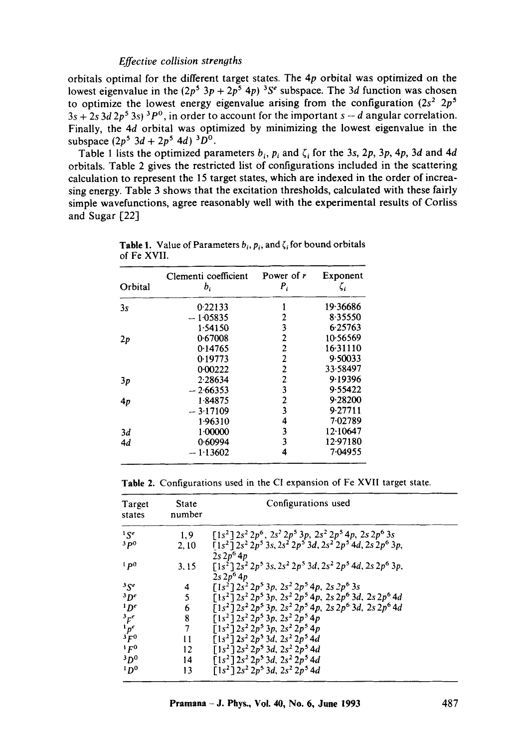orbitals optimal for the different target states. The $4p$ orbital was optimized on the lowest eigenvalue in the $(2p^5\ 3p + 2p^5\ 4p)\ ^3S^e$ subspace. The $3d$ function was chosen to optimize the lowest energy eigenvalue arising from the configuration $(2s^2\ 2p^5\ 3s + 2s\ 3d\ 2p^5\ 3s)\ ^3P^0$, in order to account for the important $s-d$ angular correlation. Finally, the $4d$ orbital was optimized by minimizing the lowest eigenvalue in the subspace $(2p^5\ 3d + 2p^5\ 4d)\ ^3D^0$.

Table 1 lists the optimized parameters $b_i$, $p_i$ and $\zeta_i$ for the $3s$, $2p$, $3p$, $4p$, $3d$ and $4d$ orbitals. Table 2 gives the restricted list of configurations included in the scattering calculation to represent the 15 target states, which are indexed in the order of increasing energy. Table 3 shows that the excitation thresholds, calculated with these fairly simple wavefunctions, agree reasonably well with the experimental results of Corliss and Sugar [22]

**Table 1.** Value of Parameters $b_i$, $p_i$, and $\zeta_i$ for bound orbitals of Fe XVII.

| Orbital | Clementi coefficient $b_i$ | Power of $r$ $P_i$ | Exponent $\zeta_i$ |
|---|---|---|---|
| $3s$ | 0·22133 | 1 | 19·36686 |
| | −1·05835 | 2 | 8·35550 |
| | 1·54150 | 3 | 6·25763 |
| $2p$ | 0·67008 | 2 | 10·56569 |
| | 0·14765 | 2 | 16·31110 |
| | 0·19773 | 2 | 9·50033 |
| | 0·00222 | 2 | 33·58497 |
| $3p$ | 2·28634 | 2 | 9·19396 |
| | −2·66353 | 3 | 9·55422 |
| $4p$ | 1·84875 | 2 | 9·28200 |
| | −3·17109 | 3 | 9·27711 |
| | 1·96310 | 4 | 7·02789 |
| $3d$ | 1·00000 | 3 | 12·10647 |
| $4d$ | 0·60994 | 3 | 12·97180 |
| | −1·13602 | 4 | 7·04955 |

**Table 2.** Configurations used in the CI expansion of Fe XVII target state.

| Target states | State number | Configurations used |
|---|---|---|
| $^1S^e$ | 1, 9 | $[1s^2]\,2s^2\,2p^6,\ 2s^2\,2p^5\,3p,\ 2s^2\,2p^5\,4p,\ 2s\,2p^6\,3s$ |
| $^3P^0$ | 2, 10 | $[1s^2]\,2s^2\,2p^5\,3s,\ 2s^2\,2p^5\,3d,\ 2s^2\,2p^5\,4d,\ 2s\,2p^6\,3p,\ 2s\,2p^6\,4p$ |
| $^1P^0$ | 3, 15 | $[1s^2]\,2s^2\,2p^5\,3s,\ 2s^2\,2p^5\,3d,\ 2s^2\,2p^5\,4d,\ 2s\,2p^6\,3p,\ 2s\,2p^6\,4p$ |
| $^3S^e$ | 4 | $[1s^2]\,2s^2\,2p^5\,3p,\ 2s^2\,2p^5\,4p,\ 2s\,2p^6\,3s$ |
| $^3D^e$ | 5 | $[1s^2]\,2s^2\,2p^5\,3p,\ 2s^2\,2p^5\,4p,\ 2s\,2p^6\,3d,\ 2s\,2p^6\,4d$ |
| $^1D^e$ | 6 | $[1s^2]\,2s^2\,2p^5\,3p,\ 2s^2\,2p^5\,4p,\ 2s\,2p^6\,3d,\ 2s\,2p^6\,4d$ |
| $^3P^e$ | 8 | $[1s^2]\,2s^2\,2p^5\,3p,\ 2s^2\,2p^5\,4p$ |
| $^1P^e$ | 7 | $[1s^2]\,2s^2\,2p^5\,3p,\ 2s^2\,2p^5\,4p$ |
| $^3F^0$ | 11 | $[1s^2]\,2s^2\,2p^5\,3d,\ 2s^2\,2p^5\,4d$ |
| $^1F^0$ | 12 | $[1s^2]\,2s^2\,2p^5\,3d,\ 2s^2\,2p^5\,4d$ |
| $^3D^0$ | 14 | $[1s^2]\,2s^2\,2p^5\,3d,\ 2s^2\,2p^5\,4d$ |
| $^1D^0$ | 13 | $[1s^2]\,2s^2\,2p^5\,3d,\ 2s^2\,2p^5\,4d$ |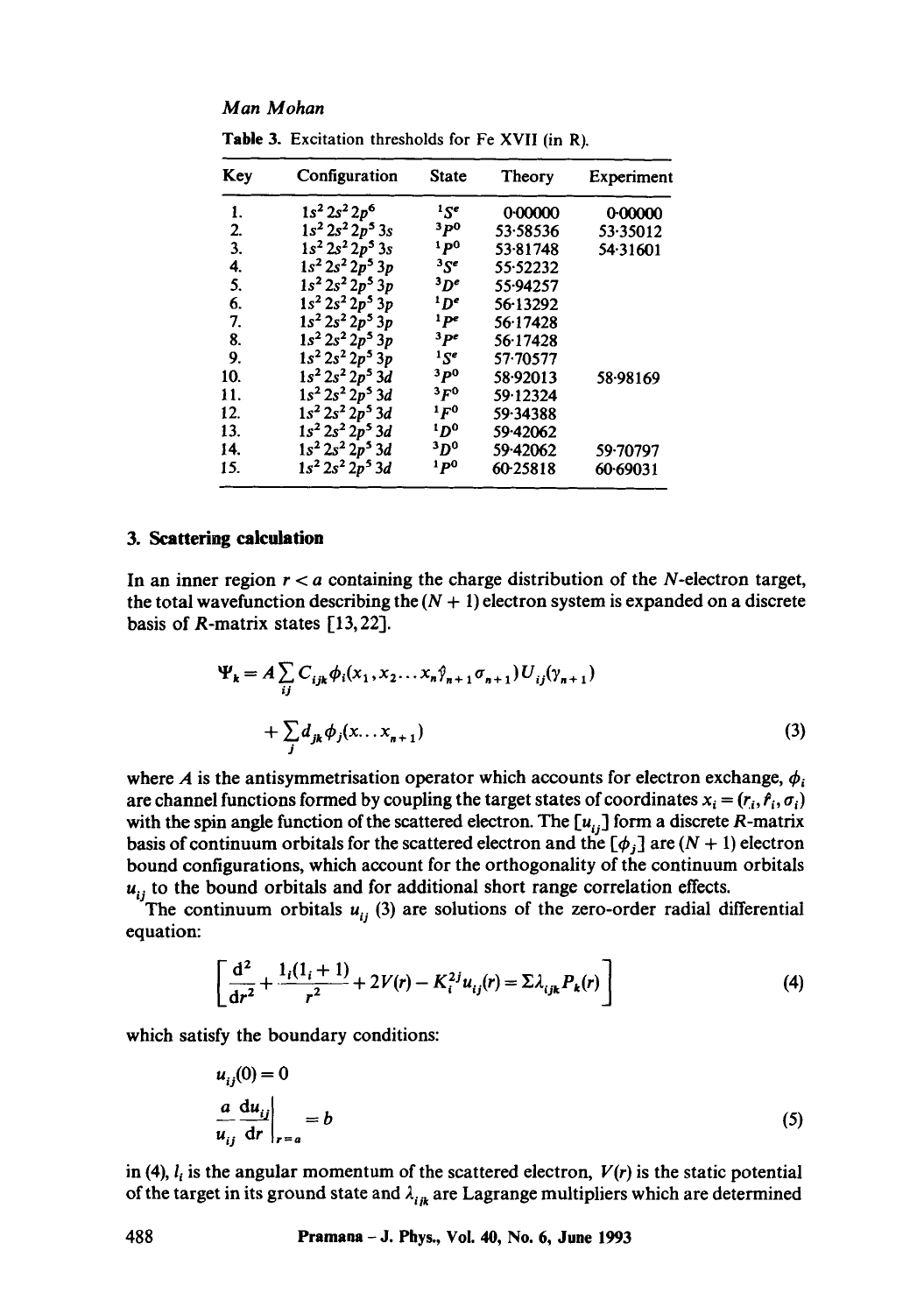**Table 3.** Excitation thresholds for Fe XVII (in R).

| Key | Configuration | State | Theory | Experiment |
|---|---|---|---|---|
| 1. | $1s^2 2s^2 2p^6$ | $^1S^e$ | 0·00000 | 0·00000 |
| 2. | $1s^2 2s^2 2p^5 3s$ | $^3P^o$ | 53·58536 | 53·35012 |
| 3. | $1s^2 2s^2 2p^5 3s$ | $^1P^o$ | 53·81748 | 54·31601 |
| 4. | $1s^2 2s^2 2p^5 3p$ | $^3S^e$ | 55·52232 | |
| 5. | $1s^2 2s^2 2p^5 3p$ | $^3D^e$ | 55·94257 | |
| 6. | $1s^2 2s^2 2p^5 3p$ | $^1D^e$ | 56·13292 | |
| 7. | $1s^2 2s^2 2p^5 3p$ | $^1P^e$ | 56·17428 | |
| 8. | $1s^2 2s^2 2p^5 3p$ | $^3P^e$ | 56·17428 | |
| 9. | $1s^2 2s^2 2p^5 3p$ | $^1S^e$ | 57·70577 | |
| 10. | $1s^2 2s^2 2p^5 3d$ | $^3P^o$ | 58·92013 | 58·98169 |
| 11. | $1s^2 2s^2 2p^5 3d$ | $^3F^o$ | 59·12324 | |
| 12. | $1s^2 2s^2 2p^5 3d$ | $^1F^o$ | 59·34388 | |
| 13. | $1s^2 2s^2 2p^5 3d$ | $^1D^o$ | 59·42062 | |
| 14. | $1s^2 2s^2 2p^5 3d$ | $^3D^o$ | 59·42062 | 59·70797 |
| 15. | $1s^2 2s^2 2p^5 3d$ | $^1P^o$ | 60·25818 | 60·69031 |

## 3. Scattering calculation

In an inner region $r < a$ containing the charge distribution of the $N$-electron target, the total wavefunction describing the $(N + 1)$ electron system is expanded on a discrete basis of $R$-matrix states [13,22].

$$\Psi_k = A \sum_{ij} C_{ijk} \phi_i(x_1, x_2 \ldots x_n \hat{\gamma}_{n+1} \sigma_{n+1}) U_{ij}(\gamma_{n+1}) + \sum_j d_{jk} \phi_j(x \ldots x_{n+1}) \tag{3}$$

where $A$ is the antisymmetrisation operator which accounts for electron exchange, $\phi_i$ are channel functions formed by coupling the target states of coordinates $x_i = (r_i, \hat{r}_i, \sigma_i)$ with the spin angle function of the scattered electron. The $[u_{ij}]$ form a discrete $R$-matrix basis of continuum orbitals for the scattered electron and the $[\phi_j]$ are $(N + 1)$ electron bound configurations, which account for the orthogonality of the continuum orbitals $u_{ij}$ to the bound orbitals and for additional short range correlation effects.

The continuum orbitals $u_{ij}$ (3) are solutions of the zero-order radial differential equation:

$$\left[ \frac{d^2}{dr^2} + \frac{l_i(l_i + 1)}{r^2} + 2V(r) - K_i^{2j} u_{ij}(r) = \Sigma \lambda_{ijk} P_k(r) \right] \tag{4}$$

which satisfy the boundary conditions:

$$u_{ij}(0) = 0$$

$$\frac{a}{u_{ij}} \frac{du_{ij}}{dr} \bigg|_{r=a} = b \tag{5}$$

in (4), $l_i$ is the angular momentum of the scattered electron, $V(r)$ is the static potential of the target in its ground state and $\lambda_{ijk}$ are Lagrange multipliers which are determined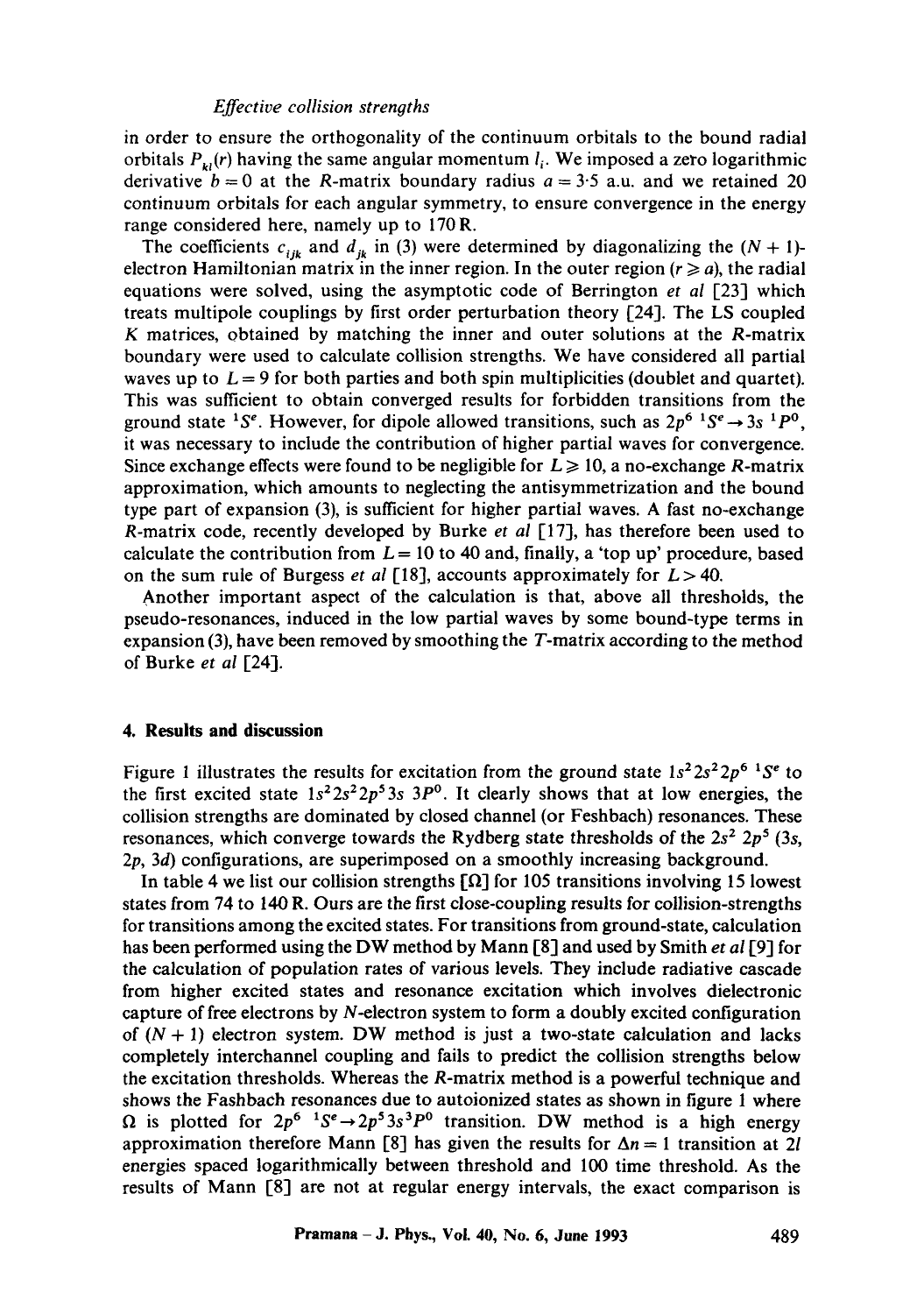in order to ensure the orthogonality of the continuum orbitals to the bound radial orbitals $P_{kl}(r)$ having the same angular momentum $l_i$. We imposed a zero logarithmic derivative $b = 0$ at the $R$-matrix boundary radius $a = 3{\cdot}5$ a.u. and we retained 20 continuum orbitals for each angular symmetry, to ensure convergence in the energy range considered here, namely up to 170 R.

The coefficients $c_{ijk}$ and $d_{jk}$ in (3) were determined by diagonalizing the $(N + 1)$-electron Hamiltonian matrix in the inner region. In the outer region $(r \geq a)$, the radial equations were solved, using the asymptotic code of Berrington *et al* [23] which treats multipole couplings by first order perturbation theory [24]. The LS coupled $K$ matrices, obtained by matching the inner and outer solutions at the $R$-matrix boundary were used to calculate collision strengths. We have considered all partial waves up to $L = 9$ for both parties and both spin multiplicities (doublet and quartet). This was sufficient to obtain converged results for forbidden transitions from the ground state $^1S^e$. However, for dipole allowed transitions, such as $2p^6\ ^1S^e \rightarrow 3s\ ^1P^0$, it was necessary to include the contribution of higher partial waves for convergence. Since exchange effects were found to be negligible for $L \geq 10$, a no-exchange $R$-matrix approximation, which amounts to neglecting the antisymmetrization and the bound type part of expansion (3), is sufficient for higher partial waves. A fast no-exchange $R$-matrix code, recently developed by Burke *et al* [17], has therefore been used to calculate the contribution from $L = 10$ to 40 and, finally, a 'top up' procedure, based on the sum rule of Burgess *et al* [18], accounts approximately for $L > 40$.

Another important aspect of the calculation is that, above all thresholds, the pseudo-resonances, induced in the low partial waves by some bound-type terms in expansion (3), have been removed by smoothing the $T$-matrix according to the method of Burke *et al* [24].

## 4. Results and discussion

Figure 1 illustrates the results for excitation from the ground state $1s^2 2s^2 2p^6\ ^1S^e$ to the first excited state $1s^2 2s^2 2p^5 3s\ 3P^0$. It clearly shows that at low energies, the collision strengths are dominated by closed channel (or Feshbach) resonances. These resonances, which converge towards the Rydberg state thresholds of the $2s^2\ 2p^5$ (3s, 2p, 3d) configurations, are superimposed on a smoothly increasing background.

In table 4 we list our collision strengths [$\Omega$] for 105 transitions involving 15 lowest states from 74 to 140 R. Ours are the first close-coupling results for collision-strengths for transitions among the excited states. For transitions from ground-state, calculation has been performed using the DW method by Mann [8] and used by Smith *et al* [9] for the calculation of population rates of various levels. They include radiative cascade from higher excited states and resonance excitation which involves dielectronic capture of free electrons by $N$-electron system to form a doubly excited configuration of $(N + 1)$ electron system. DW method is just a two-state calculation and lacks completely interchannel coupling and fails to predict the collision strengths below the excitation thresholds. Whereas the $R$-matrix method is a powerful technique and shows the Fashbach resonances due to autoionized states as shown in figure 1 where $\Omega$ is plotted for $2p^6\ ^1S^e \rightarrow 2p^5 3s\ ^3P^0$ transition. DW method is a high energy approximation therefore Mann [8] has given the results for $\Delta n = 1$ transition at 21 energies spaced logarithmically between threshold and 100 time threshold. As the results of Mann [8] are not at regular energy intervals, the exact comparison is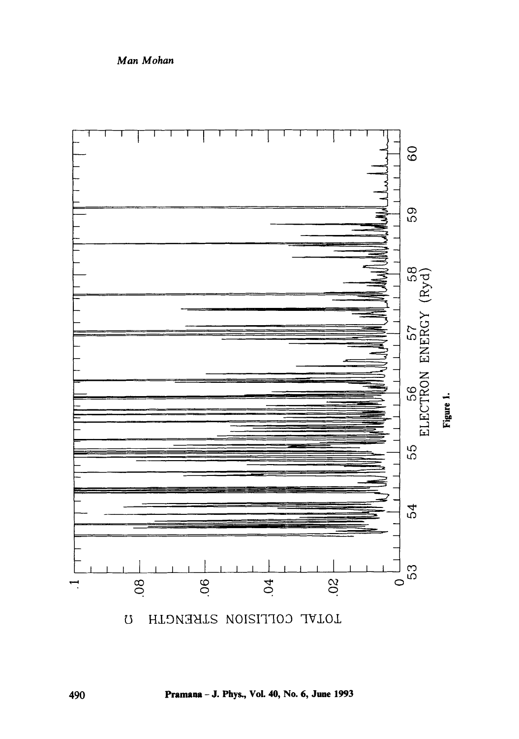Figure 1.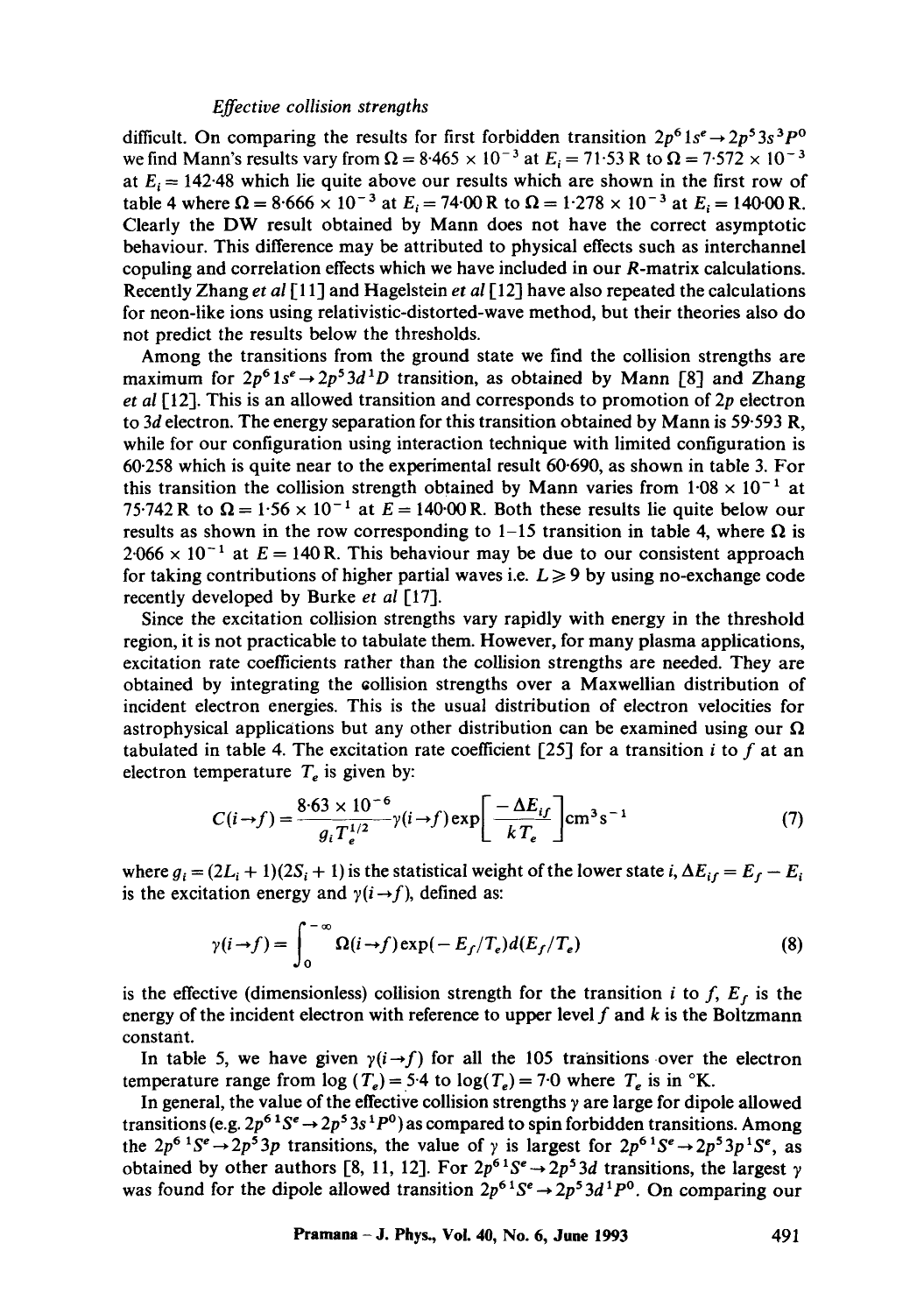difficult. On comparing the results for first forbidden transition $2p^6\,1s^e \rightarrow 2p^5\,3s\,^3P^0$ we find Mann's results vary from $\Omega = 8{\cdot}465 \times 10^{-3}$ at $E_i = 71{\cdot}53$ R to $\Omega = 7{\cdot}572 \times 10^{-3}$ at $E_i = 142{\cdot}48$ which lie quite above our results which are shown in the first row of table 4 where $\Omega = 8{\cdot}666 \times 10^{-3}$ at $E_i = 74{\cdot}00$ R to $\Omega = 1{\cdot}278 \times 10^{-3}$ at $E_i = 140{\cdot}00$ R. Clearly the DW result obtained by Mann does not have the correct asymptotic behaviour. This difference may be attributed to physical effects such as interchannel copuling and correlation effects which we have included in our $R$-matrix calculations. Recently Zhang *et al* [11] and Hagelstein *et al* [12] have also repeated the calculations for neon-like ions using relativistic-distorted-wave method, but their theories also do not predict the results below the thresholds.

Among the transitions from the ground state we find the collision strengths are maximum for $2p^6\,1s^e \rightarrow 2p^5\,3d\,^1D$ transition, as obtained by Mann [8] and Zhang *et al* [12]. This is an allowed transition and corresponds to promotion of $2p$ electron to $3d$ electron. The energy separation for this transition obtained by Mann is 59·593 R, while for our configuration using interaction technique with limited configuration is 60·258 which is quite near to the experimental result 60·690, as shown in table 3. For this transition the collision strength obtained by Mann varies from $1{\cdot}08 \times 10^{-1}$ at 75·742 R to $\Omega = 1{\cdot}56 \times 10^{-1}$ at $E = 140{\cdot}00$ R. Both these results lie quite below our results as shown in the row corresponding to 1–15 transition in table 4, where $\Omega$ is $2{\cdot}066 \times 10^{-1}$ at $E = 140$ R. This behaviour may be due to our consistent approach for taking contributions of higher partial waves i.e. $L \geqslant 9$ by using no-exchange code recently developed by Burke *et al* [17].

Since the excitation collision strengths vary rapidly with energy in the threshold region, it is not practicable to tabulate them. However, for many plasma applications, excitation rate coefficients rather than the collision strengths are needed. They are obtained by integrating the collision strengths over a Maxwellian distribution of incident electron energies. This is the usual distribution of electron velocities for astrophysical applications but any other distribution can be examined using our $\Omega$ tabulated in table 4. The excitation rate coefficient [25] for a transition $i$ to $f$ at an electron temperature $T_e$ is given by:

$$C(i \rightarrow f) = \frac{8{\cdot}63 \times 10^{-6}}{g_i T_e^{1/2}} \gamma(i \rightarrow f) \exp\left[\frac{-\Delta E_{if}}{kT_e}\right] \mathrm{cm}^3\,\mathrm{s}^{-1} \tag{7}$$

where $g_i = (2L_i + 1)(2S_i + 1)$ is the statistical weight of the lower state $i$, $\Delta E_{if} = E_f - E_i$ is the excitation energy and $\gamma(i \rightarrow f)$, defined as:

$$\gamma(i \rightarrow f) = \int_0^{-\infty} \Omega(i \rightarrow f) \exp(-E_f/T_e)\, d(E_f/T_e) \tag{8}$$

is the effective (dimensionless) collision strength for the transition $i$ to $f$, $E_f$ is the energy of the incident electron with reference to upper level $f$ and $k$ is the Boltzmann constant.

In table 5, we have given $\gamma(i \rightarrow f)$ for all the 105 transitions over the electron temperature range from $\log(T_e) = 5{\cdot}4$ to $\log(T_e) = 7{\cdot}0$ where $T_e$ is in °K.

In general, the value of the effective collision strengths $\gamma$ are large for dipole allowed transitions (e.g. $2p^6\,^1S^e \rightarrow 2p^5\,3s\,^1P^0$) as compared to spin forbidden transitions. Among the $2p^6\,^1S^e \rightarrow 2p^5\,3p$ transitions, the value of $\gamma$ is largest for $2p^6\,^1S^e \rightarrow 2p^5\,3p\,^1S^e$, as obtained by other authors [8, 11, 12]. For $2p^6\,^1S^e \rightarrow 2p^5\,3d$ transitions, the largest $\gamma$ was found for the dipole allowed transition $2p^6\,^1S^e \rightarrow 2p^5\,3d\,^1P^0$. On comparing our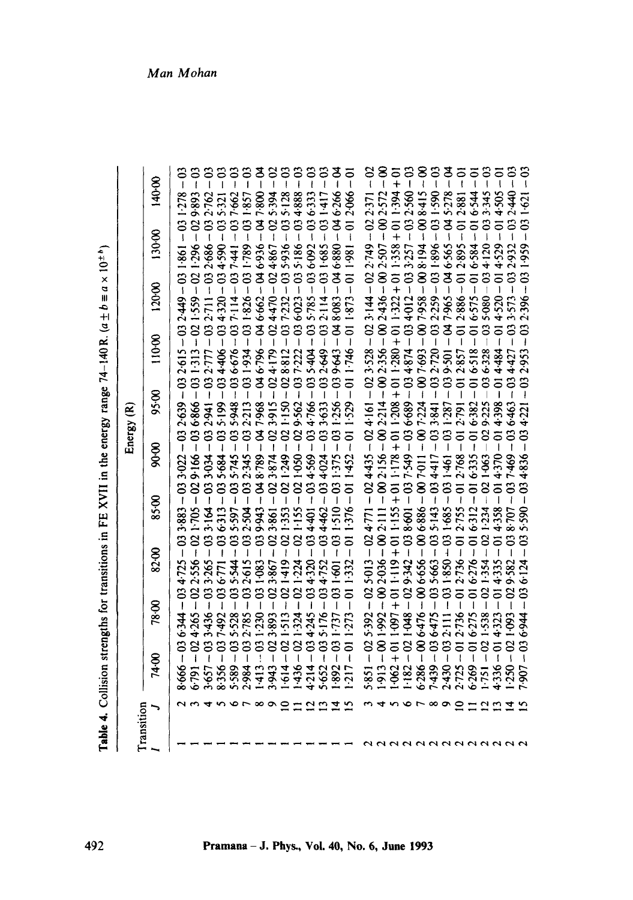**Table 4.** Collision strengths for transitions in FE XVII in the energy range 74–140 R. ($a \pm b \equiv a \times 10^{\pm b}$)

| Transition | | Energy (R) | | | | | | | | | |
|---|---|---|---|---|---|---|---|---|---|---|---|
| I | J | 74·00 | 78·00 | 82·00 | 85·00 | 90·00 | 95·00 | 110·00 | 120·00 | 130·00 | 140·00 |
| 1 | 2 | 8·666 − 03 | 6·344 − 03 | 4·725 − 03 | 3·883 − 03 | 3·022 − 03 | 2·639 − 03 | 2·615 − 03 | 2·449 − 03 | 1·861 − 03 | 1·278 − 03 |
| 1 | 3 | 6·791 − 02 | 4·265 − 02 | 2·556 − 02 | 1·705 − 02 | 9·166 − 03 | 6·866 − 03 | 1·313 − 02 | 1·559 − 02 | 1·296 − 02 | 9·893 − 03 |
| 1 | 4 | 3·657 − 03 | 3·436 − 03 | 3·265 − 03 | 3·164 − 03 | 3·034 − 03 | 2·941 − 03 | 2·777 − 03 | 2·711 − 03 | 2·686 − 03 | 2·762 − 03 |
| 1 | 5 | 8·356 − 03 | 7·492 − 03 | 6·771 − 03 | 6·313 − 03 | 5·684 − 03 | 5·199 − 03 | 4·406 − 03 | 4·320 − 03 | 4·590 − 03 | 5·321 − 03 |
| 1 | 6 | 5·589 − 03 | 5·528 − 03 | 5·544 − 03 | 5·597 − 03 | 5·745 − 03 | 5·948 − 03 | 6·676 − 03 | 7·114 − 03 | 7·441 − 03 | 7·662 − 03 |
| 1 | 7 | 2·984 − 03 | 2·785 − 03 | 2·615 − 03 | 2·504 − 03 | 2·345 − 03 | 2·213 − 03 | 1·934 − 03 | 1·826 − 03 | 1·789 − 03 | 1·857 − 03 |
| 1 | 8 | 1·413 − 03 | 1·230 − 03 | 1·083 − 03 | 9·943 − 04 | 8·789 − 04 | 7·968 − 04 | 6·796 − 04 | 6·662 − 04 | 6·936 − 04 | 7·800 − 04 |
| 1 | 9 | 3·943 − 02 | 3·893 − 02 | 3·867 − 02 | 3·861 − 02 | 3·874 − 02 | 3·915 − 02 | 4·179 − 02 | 4·470 − 02 | 4·867 − 02 | 5·394 − 02 |
| 1 | 10 | 1·614 − 02 | 1·513 − 02 | 1·419 − 02 | 1·353 − 02 | 1·249 − 02 | 1·150 − 02 | 8·812 − 03 | 7·232 − 03 | 5·936 − 03 | 5·128 − 03 |
| 1 | 11 | 1·436 − 02 | 1·324 − 02 | 1·224 − 02 | 1·155 − 02 | 1·050 − 02 | 9·562 − 03 | 7·222 − 03 | 6·023 − 03 | 5·186 − 03 | 4·888 − 03 |
| 1 | 12 | 4·214 − 03 | 4·245 − 03 | 4·320 − 03 | 4·401 − 03 | 4·569 − 03 | 4·766 − 03 | 5·404 − 03 | 5·785 − 03 | 6·092 − 03 | 6·333 − 03 |
| 1 | 13 | 5·652 − 03 | 5·176 − 03 | 4·752 − 03 | 4·462 − 03 | 4·024 − 03 | 3·633 − 03 | 2·649 − 03 | 2·114 − 03 | 1·685 − 03 | 1·417 − 03 |
| 1 | 14 | 1·892 − 03 | 1·737 − 03 | 1·601 − 03 | 1·510 − 03 | 1·375 − 03 | 1·256 − 03 | 9·643 − 04 | 8·083 − 04 | 6·880 − 04 | 6·266 − 04 |
| 1 | 15 | 1·217 − 01 | 1·273 − 01 | 1·332 − 01 | 1·376 − 01 | 1·452 − 01 | 1·529 − 01 | 1·746 − 01 | 1·873 − 01 | 1·981 − 01 | 2·066 − 01 |
| 2 | 3 | 5·851 − 02 | 5·392 − 02 | 5·013 − 02 | 4·771 − 02 | 4·435 − 02 | 4·161 − 02 | 3·528 − 02 | 3·144 − 02 | 2·749 − 02 | 2·371 − 02 |
| 2 | 4 | 1·913 − 00 | 1·992 − 00 | 2·036 − 00 | 2·111 − 00 | 2·156 − 00 | 2·214 − 00 | 2·356 − 00 | 2·436 − 00 | 2·507 − 00 | 2·572 − 00 |
| 2 | 5 | 1·062 + 01 | 1·097 + 01 | 1·119 + 01 | 1·155 + 01 | 1·178 + 01 | 1·208 + 01 | 1·280 + 01 | 1·322 + 01 | 1·358 + 01 | 1·394 + 01 |
| 2 | 6 | 1·182 − 02 | 1·048 − 02 | 9·342 − 03 | 8·601 − 03 | 7·549 − 03 | 6·689 − 03 | 4·874 − 03 | 4·012 − 03 | 3·257 − 03 | 2·560 − 03 |
| 2 | 7 | 6·286 − 00 | 6·476 − 00 | 6·656 − 00 | 6·886 − 00 | 7·011 − 00 | 7·224 − 00 | 7·693 − 00 | 7·958 − 00 | 8·194 − 00 | 8·415 − 00 |
| 2 | 8 | 7·439 − 03 | 6·475 − 03 | 5·663 − 03 | 5·143 − 03 | 4·417 − 03 | 3·841 − 03 | 2·720 − 03 | 2·259 − 03 | 1·896 − 03 | 1·590 − 03 |
| 2 | 9 | 2·430 − 03 | 2·111 − 03 | 1·850 − 03 | 1·685 − 03 | 1·461 − 03 | 1·287 − 03 | 9·501 − 04 | 7·965 − 04 | 6·565 − 04 | 5·278 − 04 |
| 2 | 10 | 2·725 − 01 | 2·736 − 01 | 2·736 − 01 | 2·755 − 01 | 2·768 − 01 | 2·791 − 01 | 2·857 − 01 | 2·886 − 01 | 2·895 − 01 | 2·881 − 01 |
| 2 | 11 | 6·269 − 01 | 6·275 − 01 | 6·276 − 01 | 6·312 − 01 | 6·335 − 01 | 6·382 − 01 | 6·518 − 01 | 6·575 − 01 | 6·584 − 01 | 6·544 − 01 |
| 2 | 12 | 1·751 − 02 | 1·538 − 02 | 1·354 − 02 | 1·234 − 02 | 1·063 − 02 | 9·225 − 03 | 6·328 − 03 | 5·080 − 03 | 4·120 − 03 | 3·345 − 03 |
| 2 | 13 | 4·336 − 01 | 4·323 − 01 | 4·335 − 01 | 4·358 − 01 | 4·370 − 01 | 4·398 − 01 | 4·484 − 01 | 4·520 − 01 | 4·529 − 01 | 4·505 − 01 |
| 2 | 14 | 1·250 − 02 | 1·093 − 02 | 9·582 − 03 | 8·707 − 03 | 7·469 − 03 | 6·463 − 03 | 4·427 − 03 | 3·573 − 03 | 2·932 − 03 | 2·440 − 03 |
| 2 | 15 | 7·907 − 03 | 6·944 − 03 | 6·124 − 03 | 5·590 − 03 | 4·836 − 03 | 4·221 − 03 | 2·953 − 03 | 2·396 − 03 | 1·959 − 03 | 1·621 − 03 |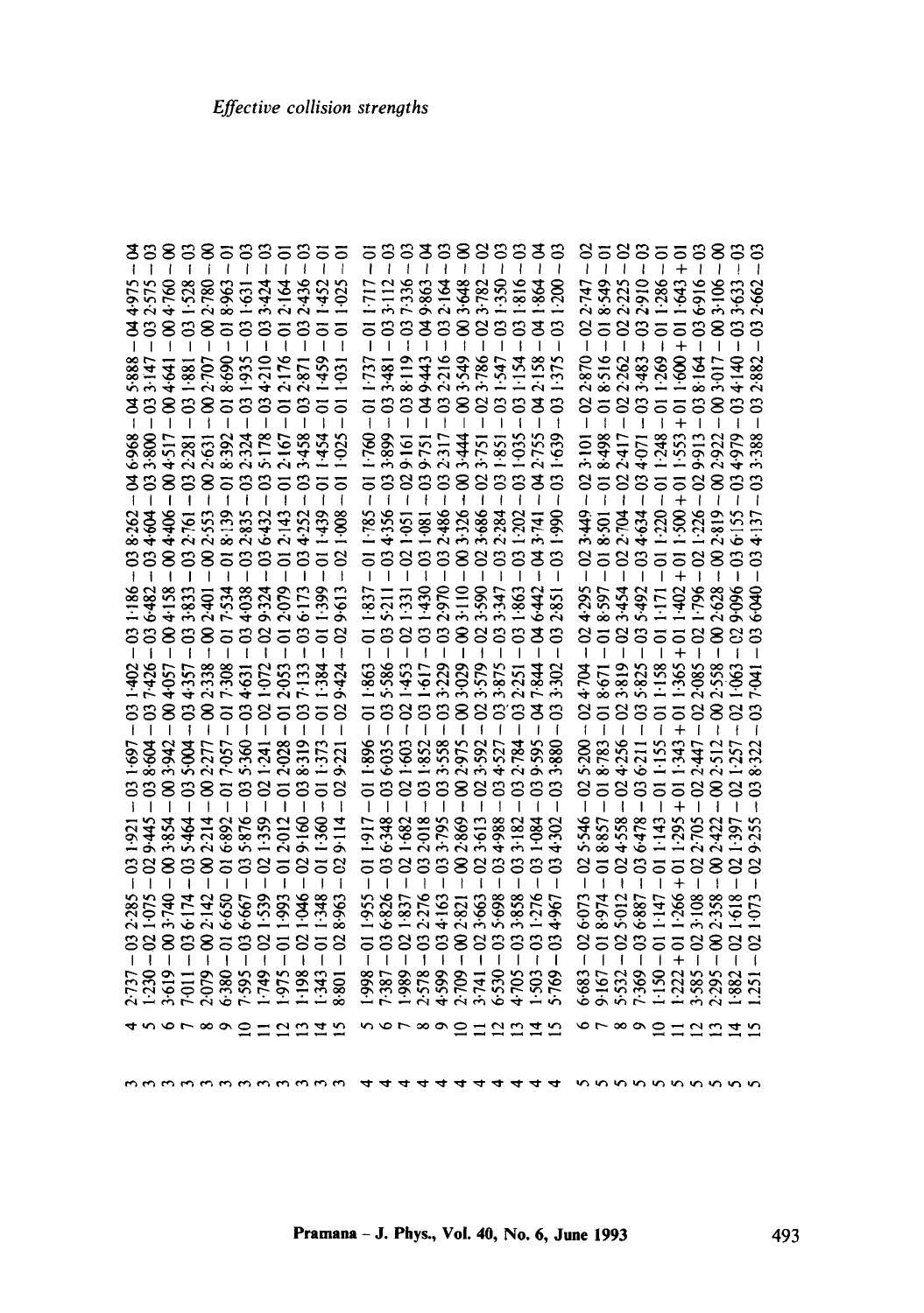| | | | | | | | | | | | |
|---|---|---|---|---|---|---|---|---|---|---|---|
| 3 | 4 | 2·737 −03 | 2·285 −03 | 1·921 −03 | 1·697 −03 | 1·402 −03 | 1·186 −03 | 8·262 −04 | 6·968 −04 | 5·888 −04 | 4·975 −04 |
| 3 | 5 | 1·230 −02 | 1·075 −02 | 9·445 −03 | 8·604 −03 | 7·426 −03 | 6·482 −03 | 4·604 −03 | 3·800 −03 | 3·147 −03 | 2·575 −03 |
| 3 | 6 | 3·619 −00 | 3·740 −00 | 3·854 −00 | 3·942 −00 | 4·057 −00 | 4·158 −00 | 4·406 −00 | 4·517 −00 | 4·641 −00 | 4·760 −00 |
| 3 | 7 | 7·011 −03 | 6·174 −03 | 5·464 −03 | 5·004 −03 | 4·357 −03 | 3·833 −03 | 2·761 −03 | 2·281 −03 | 1·881 −03 | 1·528 −03 |
| 3 | 8 | 2·079 −00 | 2·142 −00 | 2·214 −00 | 2·277 −00 | 2·338 −00 | 2·401 −00 | 2·553 −00 | 2·631 −00 | 2·707 −00 | 2·780 −00 |
| 3 | 9 | 6·380 −01 | 6·650 −01 | 6·892 −01 | 7·057 −01 | 7·308 −01 | 7·534 −01 | 8·139 −01 | 8·392 −01 | 8·690 −01 | 8·963 −01 |
| 3 | 10 | 7·595 −03 | 6·667 −03 | 5·876 −03 | 5·360 −03 | 4·631 −03 | 4·038 −03 | 2·835 −03 | 2·324 −03 | 1·935 −03 | 1·631 −03 |
| 3 | 11 | 1·749 −02 | 1·539 −02 | 1·359 −02 | 1·241 −02 | 1·072 −02 | 9·324 −03 | 6·432 −03 | 5·178 −03 | 4·210 −03 | 3·424 −03 |
| 3 | 12 | 1·975 −01 | 1·993 −01 | 2·012 −01 | 2·028 −01 | 2·053 −01 | 2·079 −01 | 2·143 −01 | 2·167 −01 | 2·176 −01 | 2·164 −01 |
| 3 | 13 | 1·198 −02 | 1·046 −02 | 9·160 −03 | 8·319 −03 | 7·133 −03 | 6·173 −03 | 4·252 −03 | 3·458 −03 | 2·871 −03 | 2·436 −03 |
| 3 | 14 | 1·343 −01 | 1·348 −01 | 1·360 −01 | 1·373 −01 | 1·384 −01 | 1·399 −01 | 1·439 −01 | 1·454 −01 | 1·459 −01 | 1·452 −01 |
| 3 | 15 | 8·801 −02 | 8·963 −02 | 9·114 −02 | 9·221 −02 | 9·424 −02 | 9·613 −02 | 1·008 −01 | 1·025 −01 | 1·031 −01 | 1·025 −01 |
| 4 | 5 | 1·998 −01 | 1·955 −01 | 1·917 −01 | 1·896 −01 | 1·863 −01 | 1·837 −01 | 1·785 −01 | 1·760 −01 | 1·737 −01 | 1·717 −01 |
| 4 | 6 | 7·387 −03 | 6·826 −03 | 6·348 −03 | 6·035 −03 | 5·586 −03 | 5·211 −03 | 4·356 −03 | 3·899 −03 | 3·481 −03 | 3·112 −03 |
| 4 | 7 | 1·989 −02 | 1·837 −02 | 1·682 −02 | 1·603 −02 | 1·453 −02 | 1·331 −02 | 1·051 −02 | 9·161 −03 | 8·119 −03 | 7·336 −03 |
| 4 | 8 | 2·578 −03 | 2·276 −03 | 2·018 −03 | 1·852 −03 | 1·617 −03 | 1·430 −03 | 1·081 −03 | 9·751 −04 | 9·443 −04 | 9·863 −04 |
| 4 | 9 | 4·599 −03 | 4·163 −03 | 3·795 −03 | 3·558 −03 | 3·229 −03 | 2·970 −03 | 2·486 −03 | 2·317 −03 | 2·216 −03 | 2·164 −03 |
| 4 | 10 | 2·709 −00 | 2·821 −00 | 2·869 −00 | 2·975 −00 | 3·029 −00 | 3·110 −00 | 3·326 −00 | 3·444 −00 | 3·549 −00 | 3·648 −00 |
| 4 | 11 | 3·741 −02 | 3·663 −02 | 3·613 −02 | 3·592 −02 | 3·579 −02 | 3·590 −02 | 3·686 −02 | 3·751 −02 | 3·786 −02 | 3·782 −02 |
| 4 | 12 | 6·530 −03 | 5·698 −03 | 4·988 −03 | 4·527 −03 | 3·875 −03 | 3·347 −03 | 2·284 −03 | 1·851 −03 | 1·547 −03 | 1·350 −03 |
| 4 | 13 | 4·705 −03 | 3·858 −03 | 3·182 −03 | 2·784 −03 | 2·251 −03 | 1·863 −03 | 1·202 −03 | 1·035 −03 | 1·154 −03 | 1·816 −03 |
| 4 | 14 | 1·503 −03 | 1·276 −03 | 1·084 −03 | 9·595 −04 | 7·844 −04 | 6·442 −04 | 3·741 −04 | 2·755 −04 | 2·158 −04 | 1·864 −04 |
| 4 | 15 | 5·769 −03 | 4·967 −03 | 4·302 −03 | 3·880 −03 | 3·302 −03 | 2·851 −03 | 1·990 −03 | 1·639 −03 | 1·375 −03 | 1·200 −03 |
| 5 | 6 | 6·683 −02 | 6·073 −02 | 5·546 −02 | 5·200 −02 | 4·704 −02 | 4·295 −02 | 3·449 −02 | 3·101 −02 | 2·870 −02 | 2·747 −02 |
| 5 | 7 | 9·167 −01 | 8·974 −01 | 8·857 −01 | 8·783 −01 | 8·671 −01 | 8·597 −01 | 8·501 −01 | 8·498 −01 | 8·516 −01 | 8·549 −01 |
| 5 | 8 | 5·532 −02 | 5·012 −02 | 4·558 −02 | 4·256 −02 | 3·819 −02 | 3·454 −02 | 2·704 −02 | 2·417 −02 | 2·262 −02 | 2·225 −02 |
| 5 | 9 | 7·369 −03 | 6·887 −03 | 6·478 −03 | 6·211 −03 | 5·825 −03 | 5·492 −03 | 4·634 −03 | 4·071 −03 | 3·483 −03 | 2·910 −03 |
| 5 | 10 | 1·150 −01 | 1·147 −01 | 1·143 −01 | 1·155 −01 | 1·158 −01 | 1·171 −01 | 1·220 −01 | 1·248 −01 | 1·269 −01 | 1·286 −01 |
| 5 | 11 | 1·222 +01 | 1·266 +01 | 1·295 +01 | 1·343 +01 | 1·365 +01 | 1·402 +01 | 1·500 +01 | 1·553 +01 | 1·600 +01 | 1·643 +01 |
| 5 | 12 | 3·585 −02 | 3·108 −02 | 2·705 −02 | 2·447 −02 | 2·085 −02 | 1·796 −02 | 1·226 −02 | 9·913 −03 | 8·164 −03 | 6·916 −03 |
| 5 | 13 | 2·295 −00 | 2·358 −00 | 2·422 −00 | 2·512 −00 | 2·558 −00 | 2·628 −00 | 2·819 −00 | 2·922 −00 | 3·017 −00 | 3·106 −00 |
| 5 | 14 | 1·882 −02 | 1·618 −02 | 1·397 −02 | 1·257 −02 | 1·063 −02 | 9·096 −03 | 6·155 −03 | 4·979 −03 | 4·140 −03 | 3·633 −03 |
| 5 | 15 | 1·251 −02 | 1·073 −02 | 9·255 −03 | 8·322 −03 | 7·041 −03 | 6·040 −03 | 4·137 −03 | 3·388 −03 | 2·882 −03 | 2·662 −03 |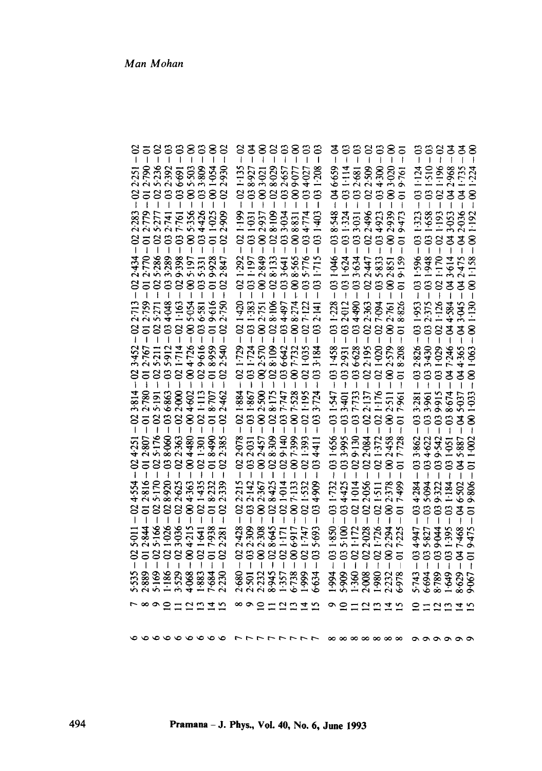| | | | | | | | | | | | |
|---|---|---|---|---|---|---|---|---|---|---|---|
| 6 | 7 | 5·535 − 02 | 5·011 − 02 | 4·554 − 02 | 4·251 − 02 | 3·814 − 02 | 3·452 − 02 | 2·713 − 02 | 2·434 − 02 | 2·283 − 02 | 2·251 − 02 |
| 6 | 8 | 2·889 − 01 | 2·844 − 01 | 2·816 − 01 | 2·807 − 01 | 2·780 − 01 | 2·767 − 01 | 2·759 − 01 | 2·770 − 01 | 2·779 − 01 | 2·790 − 01 |
| 6 | 9 | 5·169 − 02 | 5·166 − 02 | 5·170 − 02 | 5·176 − 02 | 5·191 − 02 | 5·211 − 02 | 5·271 − 02 | 5·286 − 02 | 5·277 − 02 | 5·236 − 02 |
| 6 | 10 | 1·186 − 02 | 1·026 − 02 | 8·920 − 03 | 8·060 − 03 | 6·863 − 03 | 5·912 − 03 | 4·048 − 03 | 3·289 − 03 | 2·741 − 03 | 2·392 − 03 |
| 6 | 11 | 3·529 − 02 | 3·036 − 02 | 2·625 − 02 | 2·363 − 02 | 2·000 − 02 | 1·714 − 02 | 1·163 − 02 | 9·398 − 03 | 7·761 − 03 | 6·691 − 03 |
| 6 | 12 | 4·068 − 00 | 4·215 − 00 | 4·363 − 00 | 4·480 − 00 | 4·602 − 00 | 4·726 − 00 | 5·054 − 00 | 5·197 − 00 | 5·356 − 00 | 5·503 − 00 |
| 6 | 13 | 1·883 − 02 | 1·641 − 02 | 1·435 − 02 | 1·301 − 02 | 1·113 − 02 | 9·616 − 03 | 6·581 − 03 | 5·331 − 03 | 4·426 − 03 | 3·809 − 03 |
| 6 | 14 | 7·684 − 01 | 7·938 − 01 | 8·232 − 01 | 8·490 − 01 | 8·707 − 01 | 8·959 − 01 | 9·616 − 01 | 9·928 − 01 | 1·025 − 00 | 1·054 − 00 |
| 6 | 15 | 2·230 − 02 | 2·281 − 02 | 2·339 − 02 | 2·385 − 02 | 2·462 − 02 | 2·540 − 02 | 2·750 − 02 | 2·847 − 02 | 2·909 − 02 | 2·930 − 02 |
| 7 | 8 | 2·680 − 02 | 2·428 − 02 | 2·215 − 02 | 2·078 − 02 | 1·884 − 02 | 1·729 − 02 | 1·420 − 02 | 1·292 − 02 | 1·199 − 02 | 1·135 − 02 |
| 7 | 9 | 2·501 − 03 | 2·309 − 03 | 2·142 − 03 | 2·031 − 03 | 1·867 − 03 | 1·724 − 03 | 1·383 − 03 | 1·197 − 03 | 1·031 − 03 | 8·927 − 04 |
| 7 | 10 | 2·232 − 00 | 2·308 − 00 | 2·367 − 00 | 2·457 − 00 | 2·500 − 00 | 2·570 − 00 | 2·751 − 00 | 2·849 − 00 | 2·937 − 00 | 3·021 − 00 |
| 7 | 11 | 8·945 − 02 | 8·645 − 02 | 8·425 − 02 | 8·309 − 02 | 8·175 − 02 | 8·109 − 02 | 8·106 − 02 | 8·133 − 02 | 8·109 − 02 | 8·029 − 02 |
| 7 | 12 | 1·357 − 02 | 1·171 − 02 | 1·014 − 02 | 9·140 − 03 | 7·747 − 03 | 6·642 − 03 | 4·497 − 03 | 3·641 − 03 | 3·034 − 03 | 2·657 − 03 |
| 7 | 13 | 6·738 − 00 | 6·917 − 00 | 7·133 − 00 | 7·399 − 00 | 7·528 − 00 | 7·732 − 00 | 8·274 − 00 | 8·565 − 00 | 8·831 − 00 | 9·077 − 00 |
| 7 | 14 | 1·999 − 02 | 1·747 − 02 | 1·532 − 02 | 1·393 − 02 | 1·195 − 02 | 1·035 − 02 | 7·122 − 03 | 5·776 − 03 | 4·774 − 03 | 4·027 − 03 |
| 7 | 15 | 6·634 − 03 | 5·693 − 03 | 4·909 − 03 | 4·411 − 03 | 3·724 − 03 | 3·184 − 03 | 2·141 − 03 | 1·715 − 03 | 1·403 − 03 | 1·208 − 03 |
| 8 | 9 | 1·994 − 03 | 1·850 − 03 | 1·732 − 03 | 1·656 − 03 | 1·547 − 03 | 1·458 − 03 | 1·228 − 03 | 1·046 − 03 | 8·548 − 04 | 6·659 − 04 |
| 8 | 10 | 5·909 − 03 | 5·100 − 03 | 4·425 − 03 | 3·995 − 03 | 3·401 − 03 | 2·931 − 03 | 2·012 − 03 | 1·624 − 03 | 1·324 − 03 | 1·114 − 03 |
| 8 | 11 | 1·360 − 02 | 1·172 − 02 | 1·014 − 02 | 9·130 − 03 | 7·733 − 03 | 6·628 − 03 | 4·490 − 03 | 3·634 − 03 | 3·031 − 03 | 2·681 − 03 |
| 8 | 12 | 2·008 − 02 | 2·028 − 02 | 2·056 − 02 | 2·084 − 02 | 2·137 − 02 | 2·195 − 02 | 2·363 − 02 | 2·447 − 02 | 2·496 − 02 | 2·509 − 02 |
| 8 | 13 | 1·980 − 02 | 1·726 − 02 | 1·511 − 02 | 1·372 − 02 | 1·176 − 02 | 1·020 − 02 | 7·094 − 03 | 5·833 − 03 | 4·923 − 03 | 4·300 − 03 |
| 8 | 14 | 2·232 − 00 | 2·294 − 00 | 2·378 − 00 | 2·458 − 00 | 2·511 − 00 | 2·579 − 00 | 2·761 − 00 | 2·851 − 00 | 2·939 − 00 | 3·020 − 00 |
| 8 | 15 | 6·978 − 01 | 7·225 − 01 | 7·499 − 01 | 7·728 − 01 | 7·961 − 01 | 8·208 − 01 | 8·826 − 01 | 9·159 − 01 | 9·473 − 01 | 9·761 − 01 |
| 9 | 10 | 5·743 − 03 | 4·947 − 03 | 4·284 − 03 | 3·862 − 03 | 3·281 − 03 | 2·826 − 03 | 1·953 − 03 | 1·596 − 03 | 1·323 − 03 | 1·124 − 03 |
| 9 | 11 | 6·694 − 03 | 5·827 − 03 | 5·094 − 03 | 4·622 − 03 | 3·961 − 03 | 3·430 − 03 | 2·375 − 03 | 1·948 − 03 | 1·658 − 03 | 1·510 − 03 |
| 9 | 12 | 8·789 − 03 | 9·044 − 03 | 9·322 − 03 | 9·542 − 03 | 9·915 − 03 | 1·029 − 02 | 1·126 − 02 | 1·170 − 02 | 1·193 − 02 | 1·196 − 02 |
| 9 | 13 | 1·649 − 03 | 1·395 − 03 | 1·184 − 03 | 1·051 − 03 | 8·674 − 04 | 7·246 − 04 | 4·584 − 04 | 3·614 − 04 | 3·053 − 04 | 2·968 − 04 |
| 9 | 14 | 8·629 − 04 | 7·468 − 04 | 6·502 − 04 | 5·887 − 04 | 5·037 − 04 | 4·365 − 04 | 3·045 − 04 | 2·475 − 04 | 2·036 − 04 | 1·735 − 04 |
| 9 | 15 | 9·067 − 01 | 9·475 − 01 | 9·806 − 01 | 1·002 − 00 | 1·033 − 00 | 1·063 − 00 | 1·130 − 00 | 1·158 − 00 | 1·192 − 00 | 1·224 − 00 |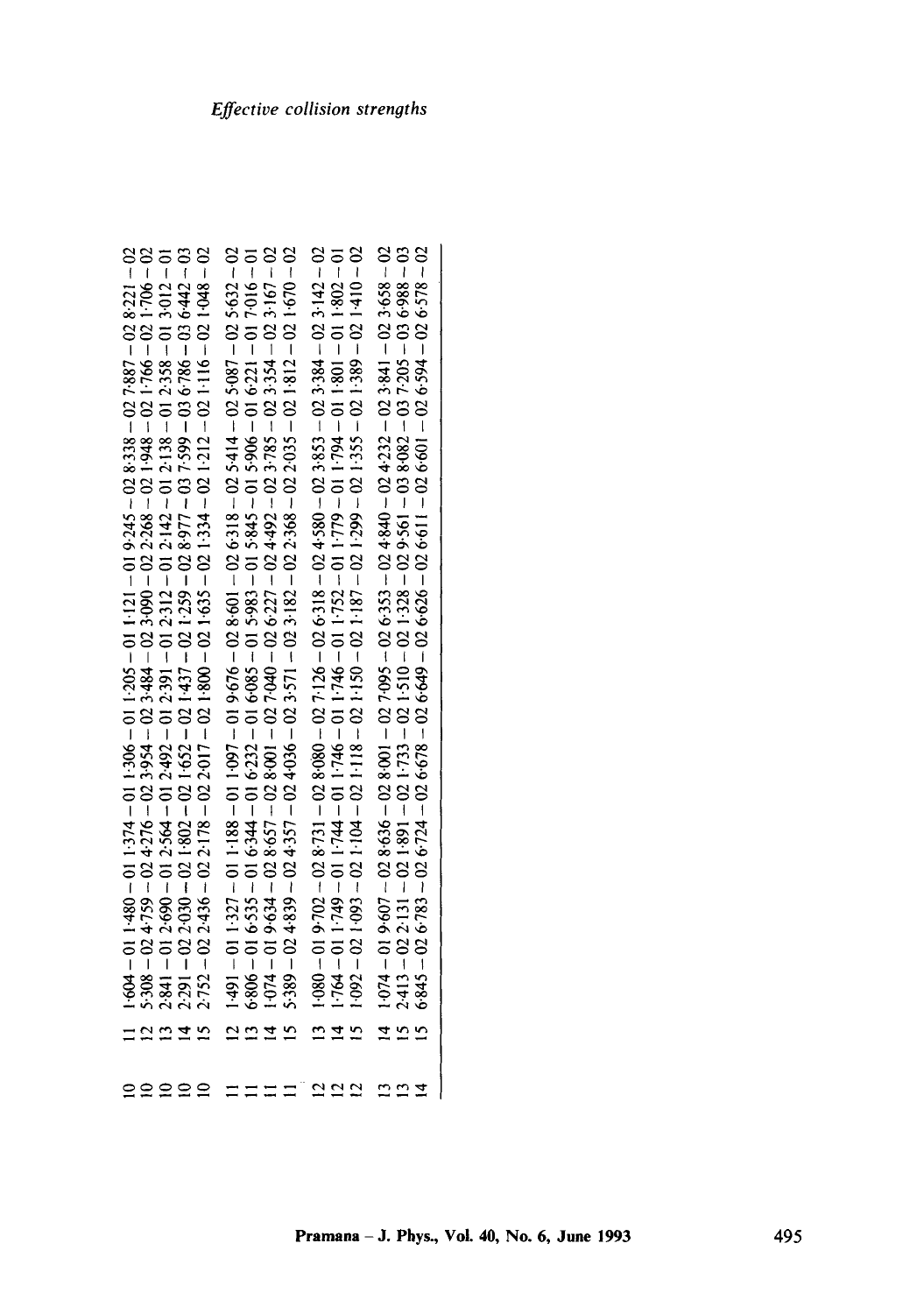| | | | | | | | | | | | |
|---|---|---|---|---|---|---|---|---|---|---|---|
| 10 | 11 | 1·604 − 01 | 1·480 − 01 | 1·374 − 01 | 1·306 − 01 | 1·205 − 01 | 1·121 − 01 | 9·245 − 02 | 8·338 − 02 | 7·887 − 02 | 8·221 − 02 |
| 10 | 12 | 5·308 − 02 | 4·759 − 02 | 4·276 − 02 | 3·954 − 02 | 3·484 − 02 | 3·090 − 02 | 2·268 − 02 | 1·948 − 02 | 1·766 − 02 | 1·706 − 02 |
| 10 | 13 | 2·841 − 01 | 2·690 − 01 | 2·564 − 01 | 2·492 − 01 | 2·391 − 01 | 2·312 − 01 | 2·142 − 01 | 2·138 − 01 | 2·358 − 01 | 3·012 − 01 |
| 10 | 14 | 2·291 − 02 | 2·030 − 02 | 1·802 − 02 | 1·652 − 02 | 1·437 − 02 | 1·259 − 02 | 8·977 − 03 | 7·599 − 03 | 6·786 − 03 | 6·442 − 03 |
| 10 | 15 | 2·752 − 02 | 2·436 − 02 | 2·178 − 02 | 2·017 − 02 | 1·800 − 02 | 1·635 − 02 | 1·334 − 02 | 1·212 − 02 | 1·116 − 02 | 1·048 − 02 |
| 11 | 12 | 1·491 − 01 | 1·327 − 01 | 1·188 − 01 | 1·097 − 01 | 9·676 − 02 | 8·601 − 02 | 6·318 − 02 | 5·414 − 02 | 5·087 − 02 | 5·632 − 02 |
| 11 | 13 | 6·806 − 01 | 6·535 − 01 | 6·344 − 01 | 6·232 − 01 | 6·085 − 01 | 5·983 − 01 | 5·845 − 01 | 5·906 − 01 | 6·221 − 01 | 7·016 − 01 |
| 11 | 14 | 1·074 − 01 | 9·634 − 02 | 8·657 − 02 | 8·001 − 02 | 7·040 − 02 | 6·227 − 02 | 4·492 − 02 | 3·785 − 02 | 3·354 − 02 | 3·167 − 02 |
| 11 | 15 | 5·389 − 02 | 4·839 − 02 | 4·357 − 02 | 4·036 − 02 | 3·571 − 02 | 3·182 − 02 | 2·368 − 02 | 2·035 − 02 | 1·812 − 02 | 1·670 − 02 |
| 12 | 13 | 1·080 − 01 | 9·702 − 02 | 8·731 − 02 | 8·080 − 02 | 7·126 − 02 | 6·318 − 02 | 4·580 − 02 | 3·853 − 02 | 3·384 − 02 | 3·142 − 02 |
| 12 | 14 | 1·764 − 01 | 1·749 − 01 | 1·744 − 01 | 1·746 − 01 | 1·746 − 01 | 1·752 − 01 | 1·779 − 01 | 1·794 − 01 | 1·801 − 01 | 1·802 − 01 |
| 12 | 15 | 1·092 − 02 | 1·093 − 02 | 1·104 − 02 | 1·118 − 02 | 1·150 − 02 | 1·187 − 02 | 1·299 − 02 | 1·355 − 02 | 1·389 − 02 | 1·410 − 02 |
| 13 | 14 | 1·074 − 01 | 9·607 − 02 | 8·636 − 02 | 8·001 − 02 | 7·095 − 02 | 6·353 − 02 | 4·840 − 02 | 4·232 − 02 | 3·841 − 02 | 3·658 − 02 |
| 13 | 15 | 2·413 − 02 | 2·131 − 02 | 1·891 − 02 | 1·733 − 02 | 1·510 − 02 | 1·328 − 02 | 9·561 − 03 | 8·082 − 03 | 7·205 − 03 | 6·988 − 03 |
| 14 | 15 | 6·845 − 02 | 6·783 − 02 | 6·724 − 02 | 6·678 − 02 | 6·649 − 02 | 6·626 − 02 | 6·611 − 02 | 6·601 − 02 | 6·594 − 02 | 6·578 − 02 |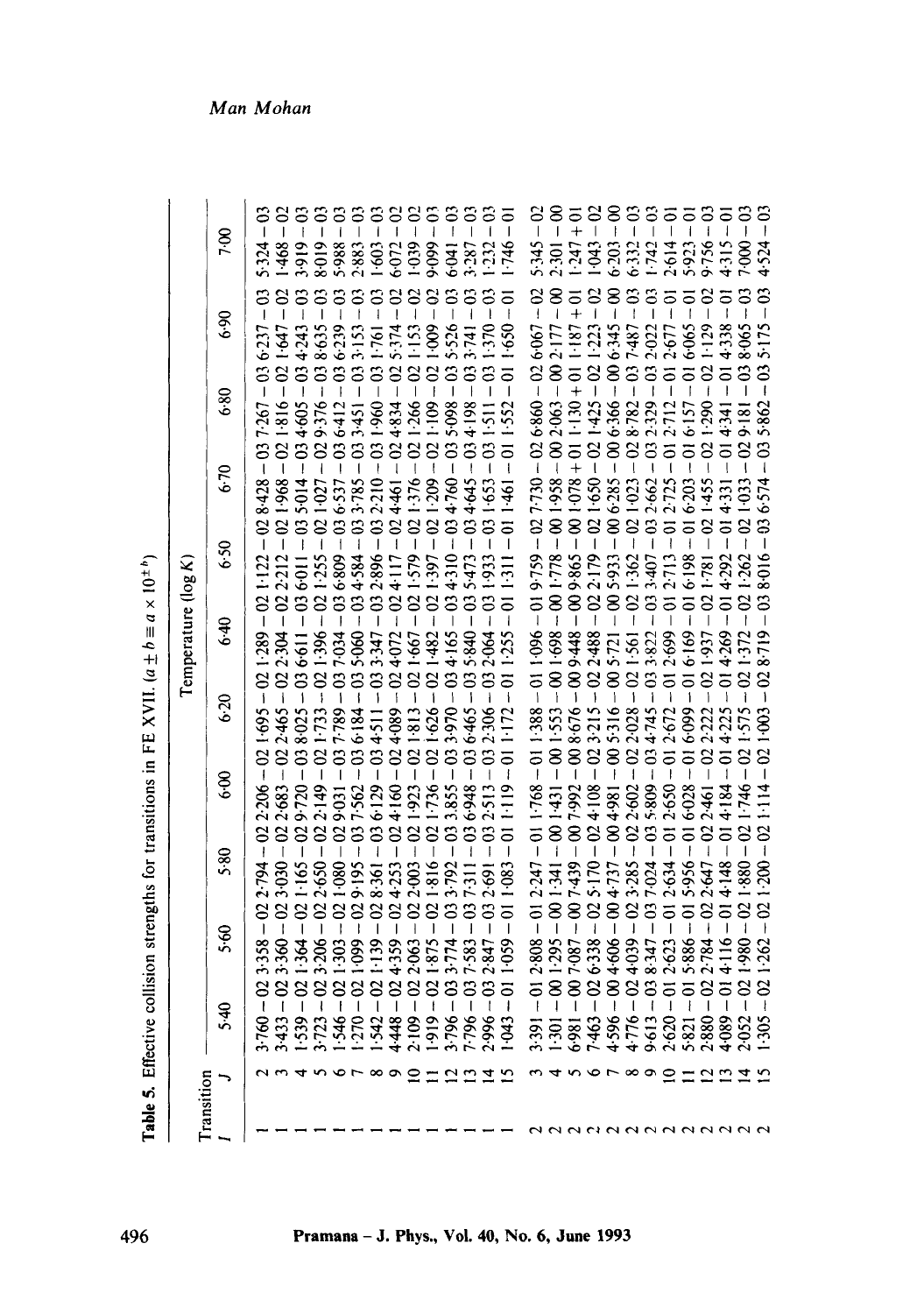**Table 5.** Effective collision strengths for transitions in FE XVII. ($a \pm b \equiv a \times 10^{\pm b}$)

| Transition | | Temperature (log $K$) | | | | | | | | | | |
|---|---|---|---|---|---|---|---|---|---|---|---|---|
| $I$ | $J$ | 5.40 | 5.60 | 5.80 | 6.00 | 6.20 | 6.40 | 6.50 | 6.70 | 6.80 | 6.90 | 7.00 |
| 1 | 2 | 3.760 − 02 | 3.358 − 02 | 2.794 − 02 | 2.206 − 02 | 1.695 − 02 | 1.289 − 02 | 1.122 − 02 | 8.428 − 03 | 7.267 − 03 | 6.237 − 03 | 5.324 − 03 |
| 1 | 3 | 3.433 − 02 | 3.360 − 02 | 3.030 − 02 | 2.683 − 02 | 2.465 − 02 | 2.304 − 02 | 2.212 − 02 | 1.968 − 02 | 1.816 − 02 | 1.647 − 02 | 1.468 − 02 |
| 1 | 4 | 1.539 − 02 | 1.364 − 02 | 1.165 − 02 | 9.720 − 03 | 8.025 − 03 | 6.611 − 03 | 6.011 − 03 | 5.014 − 03 | 4.605 − 03 | 4.243 − 03 | 3.919 − 03 |
| 1 | 5 | 3.723 − 02 | 3.206 − 02 | 2.650 − 02 | 2.149 − 02 | 1.733 − 02 | 1.396 − 02 | 1.255 − 02 | 1.027 − 02 | 9.376 − 03 | 8.635 − 03 | 8.019 − 03 |
| 1 | 6 | 1.546 − 02 | 1.303 − 02 | 1.080 − 02 | 9.031 − 03 | 7.789 − 03 | 7.034 − 03 | 6.809 − 03 | 6.537 − 03 | 6.412 − 03 | 6.239 − 03 | 5.988 − 03 |
| 1 | 7 | 1.270 − 02 | 1.099 − 02 | 9.195 − 03 | 7.562 − 03 | 6.184 − 03 | 5.060 − 03 | 4.584 − 03 | 3.785 − 03 | 3.451 − 03 | 3.153 − 03 | 2.883 − 03 |
| 1 | 8 | 1.542 − 02 | 1.139 − 02 | 8.361 − 03 | 6.129 − 03 | 4.511 − 03 | 3.347 − 03 | 2.896 − 03 | 2.210 − 03 | 1.960 − 03 | 1.761 − 03 | 1.603 − 03 |
| 1 | 9 | 4.448 − 02 | 4.359 − 02 | 4.253 − 02 | 4.160 − 02 | 4.089 − 02 | 4.072 − 02 | 4.117 − 02 | 4.461 − 02 | 4.834 − 02 | 5.374 − 02 | 6.072 − 02 |
| 1 | 10 | 2.109 − 02 | 2.063 − 02 | 2.003 − 02 | 1.923 − 02 | 1.813 − 02 | 1.667 − 02 | 1.579 − 02 | 1.376 − 02 | 1.266 − 02 | 1.153 − 02 | 1.039 − 02 |
| 1 | 11 | 1.919 − 02 | 1.875 − 02 | 1.816 − 02 | 1.736 − 02 | 1.626 − 02 | 1.482 − 02 | 1.397 − 02 | 1.209 − 02 | 1.109 − 02 | 1.009 − 02 | 9.099 − 03 |
| 1 | 12 | 3.796 − 03 | 3.774 − 03 | 3.792 − 03 | 3.855 − 03 | 3.970 − 03 | 4.165 − 03 | 4.310 − 03 | 4.760 − 03 | 5.098 − 03 | 5.526 − 03 | 6.041 − 03 |
| 1 | 13 | 7.796 − 03 | 7.583 − 03 | 7.311 − 03 | 6.948 − 03 | 6.465 − 03 | 5.840 − 03 | 5.473 − 03 | 4.645 − 03 | 4.198 − 03 | 3.741 − 03 | 3.287 − 03 |
| 1 | 14 | 2.996 − 03 | 2.847 − 03 | 2.691 − 03 | 2.513 − 03 | 2.306 − 03 | 2.064 − 03 | 1.933 − 03 | 1.653 − 03 | 1.511 − 03 | 1.370 − 03 | 1.232 − 03 |
| 1 | 15 | 1.043 − 01 | 1.059 − 01 | 1.083 − 01 | 1.119 − 01 | 1.172 − 01 | 1.255 − 01 | 1.311 − 01 | 1.461 − 01 | 1.552 − 01 | 1.650 − 01 | 1.746 − 01 |
| 2 | 3 | 3.391 − 01 | 2.808 − 01 | 2.247 − 01 | 1.768 − 01 | 1.388 − 01 | 1.096 − 01 | 9.759 − 02 | 7.730 − 02 | 6.860 − 02 | 6.067 − 02 | 5.345 − 02 |
| 2 | 4 | 1.301 − 00 | 1.295 − 00 | 1.341 − 00 | 1.431 − 00 | 1.553 − 00 | 1.698 − 00 | 1.778 − 00 | 1.958 − 00 | 2.063 − 00 | 2.177 − 00 | 2.301 − 00 |
| 2 | 5 | 6.981 − 00 | 7.087 − 00 | 7.439 − 00 | 7.992 − 00 | 8.676 − 00 | 9.448 − 00 | 9.865 − 00 | 1.078 + 01 | 1.130 + 01 | 1.187 + 01 | 1.247 + 01 |
| 2 | 6 | 7.463 − 02 | 6.338 − 02 | 5.170 − 02 | 4.108 − 02 | 3.215 − 02 | 2.488 − 02 | 2.179 − 02 | 1.650 − 02 | 1.425 − 02 | 1.223 − 02 | 1.043 − 02 |
| 2 | 7 | 4.596 − 00 | 4.606 − 00 | 4.737 − 00 | 4.981 − 00 | 5.316 − 00 | 5.721 − 00 | 5.933 − 00 | 6.285 − 00 | 6.366 − 00 | 6.345 − 00 | 6.203 − 00 |
| 2 | 8 | 4.776 − 02 | 4.039 − 02 | 3.285 − 02 | 2.602 − 02 | 2.028 − 02 | 1.561 − 02 | 1.362 − 02 | 1.023 − 02 | 8.782 − 03 | 7.487 − 03 | 6.332 − 03 |
| 2 | 9 | 9.613 − 03 | 8.347 − 03 | 7.024 − 03 | 5.809 − 03 | 4.745 − 03 | 3.822 − 03 | 3.407 − 03 | 2.662 − 03 | 2.329 − 03 | 2.022 − 03 | 1.742 − 03 |
| 2 | 10 | 2.620 − 01 | 2.623 − 01 | 2.634 − 01 | 2.650 − 01 | 2.672 − 01 | 2.699 − 01 | 2.713 − 01 | 2.725 − 01 | 2.712 − 01 | 2.677 − 01 | 2.614 − 01 |
| 2 | 11 | 5.821 − 01 | 5.886 − 01 | 5.956 − 01 | 6.028 − 01 | 6.099 − 01 | 6.169 − 01 | 6.198 − 01 | 6.203 − 01 | 6.157 − 01 | 6.065 − 01 | 5.923 − 01 |
| 2 | 12 | 2.880 − 02 | 2.784 − 02 | 2.647 − 02 | 2.461 − 02 | 2.222 − 02 | 1.937 − 02 | 1.781 − 02 | 1.455 − 02 | 1.290 − 02 | 1.129 − 02 | 9.756 − 03 |
| 2 | 13 | 4.089 − 01 | 4.116 − 01 | 4.148 − 01 | 4.184 − 01 | 4.225 − 01 | 4.269 − 01 | 4.292 − 01 | 4.331 − 01 | 4.341 − 01 | 4.338 − 01 | 4.315 − 01 |
| 2 | 14 | 2.052 − 02 | 1.980 − 02 | 1.880 − 02 | 1.746 − 02 | 1.575 − 02 | 1.372 − 02 | 1.262 − 02 | 1.033 − 02 | 9.181 − 03 | 8.065 − 03 | 7.000 − 03 |
| 2 | 15 | 1.305 − 02 | 1.262 − 02 | 1.200 − 02 | 1.114 − 02 | 1.003 − 02 | 8.719 − 03 | 8.016 − 03 | 6.574 − 03 | 5.862 − 03 | 5.175 − 03 | 4.524 − 03 |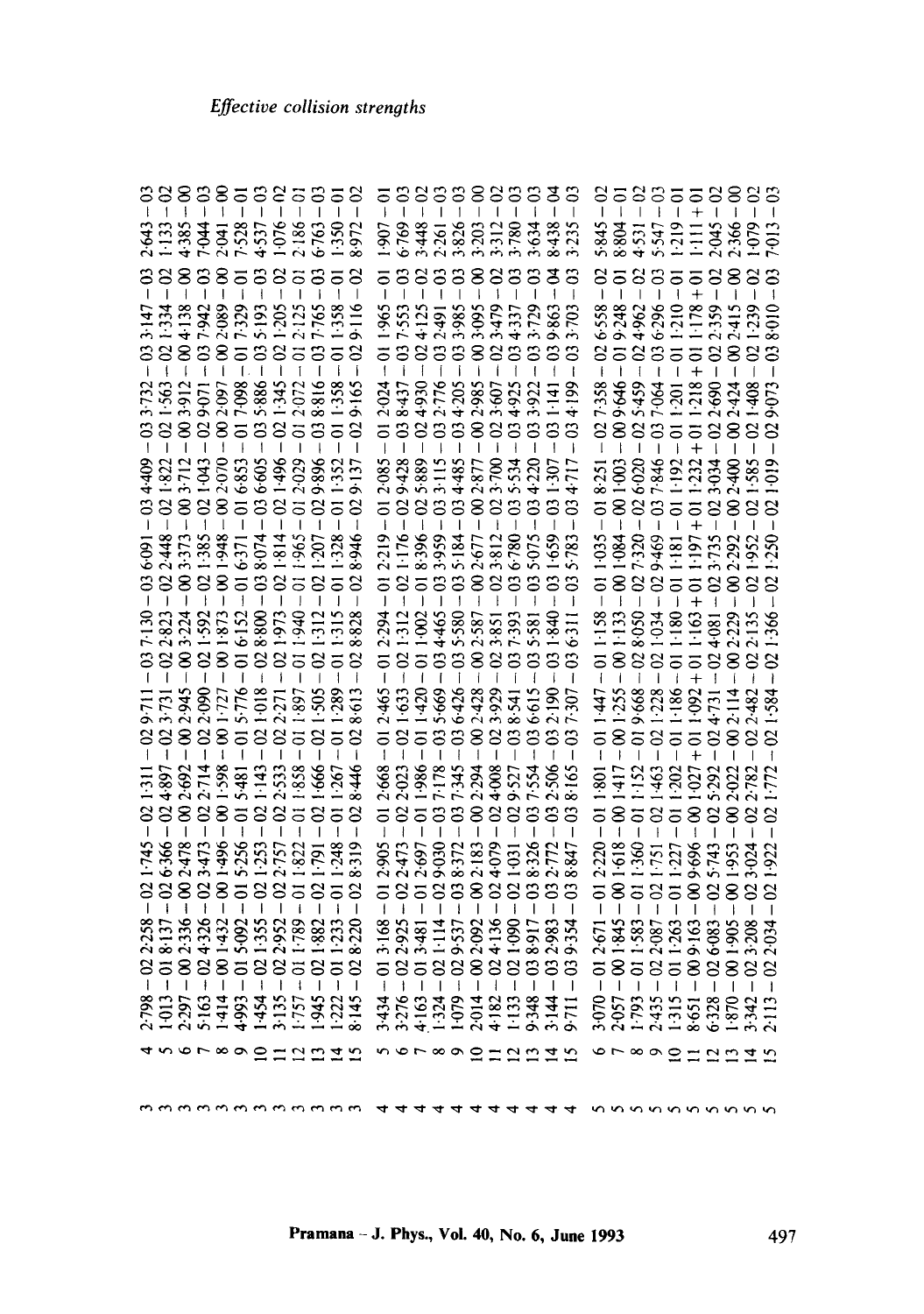| | | | | | | | | | | | | |
|---|---|---|---|---|---|---|---|---|---|---|---|---|
| 3 | 4 | 2·798 − 02 | 2·258 − 02 | 1·745 − 02 | 1·311 − 02 | 9·711 − 03 | 7·130 − 03 | 6·091 − 03 | 4·409 − 03 | 3·732 − 03 | 3·147 − 03 | 2·643 − 03 |
| 3 | 5 | 1·013 − 01 | 8·137 − 02 | 6·366 − 02 | 4·897 − 02 | 3·731 − 02 | 2·823 − 02 | 2·448 − 02 | 1·822 − 02 | 1·563 − 02 | 1·334 − 02 | 1·133 − 02 |
| 3 | 6 | 2·297 − 00 | 2·336 − 00 | 2·478 − 00 | 2·692 − 00 | 2·945 − 00 | 3·224 − 00 | 3·373 − 00 | 3·712 − 00 | 3·912 − 00 | 4·138 − 00 | 4·385 − 00 |
| 3 | 7 | 5·163 − 02 | 4·326 − 02 | 3·473 − 02 | 2·714 − 02 | 2·090 − 02 | 1·592 − 02 | 1·385 − 02 | 1·043 − 02 | 9·071 − 03 | 7·942 − 03 | 7·044 − 03 |
| 3 | 8 | 1·414 − 00 | 1·432 − 00 | 1·496 − 00 | 1·598 − 00 | 1·727 − 00 | 1·873 − 00 | 1·948 − 00 | 2·070 − 00 | 2·097 − 00 | 2·089 − 00 | 2·041 − 00 |
| 3 | 9 | 4·993 − 01 | 5·092 − 01 | 5·256 − 01 | 5·481 − 01 | 5·776 − 01 | 6·152 − 01 | 6·371 − 01 | 6·853 − 01 | 7·098 − 01 | 7·329 − 01 | 7·528 − 01 |
| 3 | 10 | 1·454 − 02 | 1·355 − 02 | 1·253 − 02 | 1·143 − 02 | 1·018 − 02 | 8·800 − 03 | 8·074 − 03 | 6·605 − 03 | 5·886 − 03 | 5·193 − 03 | 4·537 − 03 |
| 3 | 11 | 3·135 − 02 | 2·952 − 02 | 2·757 − 02 | 2·533 − 02 | 2·271 − 02 | 1·973 − 02 | 1·814 − 02 | 1·496 − 02 | 1·345 − 02 | 1·205 − 02 | 1·076 − 02 |
| 3 | 12 | 1·757 − 01 | 1·789 − 01 | 1·822 − 01 | 1·858 − 01 | 1·897 − 01 | 1·940 − 01 | 1·965 − 01 | 2·029 − 01 | 2·072 − 01 | 2·125 − 01 | 2·186 − 01 |
| 3 | 13 | 1·945 − 02 | 1·882 − 02 | 1·791 − 02 | 1·666 − 02 | 1·505 − 02 | 1·312 − 02 | 1·207 − 02 | 9·896 − 03 | 8·816 − 03 | 7·765 − 03 | 6·763 − 03 |
| 3 | 14 | 1·222 − 01 | 1·233 − 01 | 1·248 − 01 | 1·267 − 01 | 1·289 − 01 | 1·315 − 01 | 1·328 − 01 | 1·352 − 01 | 1·358 − 01 | 1·358 − 01 | 1·350 − 01 |
| 3 | 15 | 8·145 − 02 | 8·220 − 02 | 8·319 − 02 | 8·446 − 02 | 8·613 − 02 | 8·828 − 02 | 8·946 − 02 | 9·137 − 02 | 9·165 − 02 | 9·116 − 02 | 8·972 − 02 |
| 4 | 5 | 3·434 − 01 | 3·168 − 01 | 2·905 − 01 | 2·668 − 01 | 2·465 − 01 | 2·294 − 01 | 2·219 − 01 | 2·085 − 01 | 2·024 − 01 | 1·965 − 01 | 1·907 − 01 |
| 4 | 6 | 3·276 − 02 | 2·925 − 02 | 2·473 − 02 | 2·023 − 02 | 1·633 − 02 | 1·312 − 02 | 1·176 − 02 | 9·428 − 03 | 8·437 − 03 | 7·553 − 03 | 6·769 − 03 |
| 4 | 7 | 4·163 − 01 | 3·481 − 01 | 2·697 − 01 | 1·986 − 01 | 1·420 − 01 | 1·002 − 01 | 8·396 − 02 | 5·889 − 02 | 4·930 − 02 | 4·125 − 02 | 3·448 − 02 |
| 4 | 8 | 1·324 − 02 | 1·114 − 02 | 9·030 − 03 | 7·178 − 03 | 5·669 − 03 | 4·465 − 03 | 3·959 − 03 | 3·115 − 03 | 2·776 − 03 | 2·491 − 03 | 2·261 − 03 |
| 4 | 9 | 1·079 − 02 | 9·537 − 03 | 8·372 − 03 | 7·345 − 03 | 6·426 − 03 | 5·580 − 03 | 5·184 − 03 | 4·485 − 03 | 4·205 − 03 | 3·985 − 03 | 3·826 − 03 |
| 4 | 10 | 2·014 − 00 | 2·092 − 00 | 2·183 − 00 | 2·294 − 00 | 2·428 − 00 | 2·587 − 00 | 2·677 − 00 | 2·877 − 00 | 2·985 − 00 | 3·095 − 00 | 3·203 − 00 |
| 4 | 11 | 4·182 − 02 | 4·136 − 02 | 4·079 − 02 | 4·008 − 02 | 3·929 − 02 | 3·851 − 02 | 3·812 − 02 | 3·700 − 02 | 3·607 − 02 | 3·479 − 02 | 3·312 − 02 |
| 4 | 12 | 1·133 − 02 | 1·090 − 02 | 1·031 − 02 | 9·527 − 03 | 8·541 − 03 | 7·393 − 03 | 6·780 − 03 | 5·534 − 03 | 4·925 − 03 | 4·337 − 03 | 3·780 − 03 |
| 4 | 13 | 9·348 − 03 | 8·917 − 03 | 8·326 − 03 | 7·554 − 03 | 6·615 − 03 | 5·581 − 03 | 5·075 − 03 | 4·220 − 03 | 3·922 − 03 | 3·729 − 03 | 3·634 − 03 |
| 4 | 14 | 3·144 − 03 | 2·983 − 03 | 2·772 − 03 | 2·506 − 03 | 2·190 − 03 | 1·840 − 03 | 1·659 − 03 | 1·307 − 03 | 1·141 − 03 | 9·863 − 04 | 8·438 − 04 |
| 4 | 15 | 9·711 − 03 | 9·354 − 03 | 8·847 − 03 | 8·165 − 03 | 7·307 − 03 | 6·311 − 03 | 5·783 − 03 | 4·717 − 03 | 4·199 − 03 | 3·703 − 03 | 3·235 − 03 |
| 5 | 6 | 3·070 − 01 | 2·671 − 01 | 2·220 − 01 | 1·801 − 01 | 1·447 − 01 | 1·158 − 01 | 1·035 − 01 | 8·251 − 02 | 7·358 − 02 | 6·558 − 02 | 5·845 − 02 |
| 5 | 7 | 2·057 − 00 | 1·845 − 00 | 1·618 − 00 | 1·417 − 00 | 1·255 − 00 | 1·133 − 00 | 1·084 − 00 | 1·003 − 00 | 9·646 − 01 | 9·248 − 01 | 8·804 − 01 |
| 5 | 8 | 1·793 − 01 | 1·583 − 01 | 1·360 − 01 | 1·152 − 01 | 9·668 − 02 | 8·050 − 02 | 7·320 − 02 | 6·020 − 02 | 5·459 − 02 | 4·962 − 02 | 4·531 − 02 |
| 5 | 9 | 2·435 − 02 | 2·087 − 02 | 1·751 − 02 | 1·463 − 02 | 1·228 − 02 | 1·034 − 02 | 9·469 − 03 | 7·846 − 03 | 7·064 − 03 | 6·296 − 03 | 5·547 − 03 |
| 5 | 10 | 1·315 − 01 | 1·263 − 01 | 1·227 − 01 | 1·202 − 01 | 1·186 − 01 | 1·180 − 01 | 1·181 − 01 | 1·192 − 01 | 1·201 − 01 | 1·210 − 01 | 1·219 − 01 |
| 5 | 11 | 8·651 − 00 | 9·163 − 00 | 9·696 − 00 | 1·027 + 01 | 1·092 + 01 | 1·163 + 01 | 1·197 + 01 | 1·232 + 01 | 1·218 + 01 | 1·178 + 01 | 1·111 + 01 |
| 5 | 12 | 6·328 − 02 | 6·083 − 02 | 5·743 − 02 | 5·292 − 02 | 4·731 − 02 | 4·081 − 02 | 3·735 − 02 | 3·034 − 02 | 2·690 − 02 | 2·359 − 02 | 2·045 − 02 |
| 5 | 13 | 1·870 − 00 | 1·905 − 00 | 1·953 − 00 | 2·022 − 00 | 2·114 − 00 | 2·229 − 00 | 2·292 − 00 | 2·400 − 00 | 2·424 − 00 | 2·415 − 00 | 2·366 − 00 |
| 5 | 14 | 3·342 − 02 | 3·208 − 02 | 3·024 − 02 | 2·782 − 02 | 2·482 − 02 | 2·135 − 02 | 1·952 − 02 | 1·585 − 02 | 1·408 − 02 | 1·239 − 02 | 1·079 − 02 |
| 5 | 15 | 2·113 − 02 | 2·034 − 02 | 1·922 − 02 | 1·772 − 02 | 1·584 − 02 | 1·366 − 02 | 1·250 − 02 | 1·019 − 02 | 9·073 − 03 | 8·010 − 03 | 7·013 − 03 |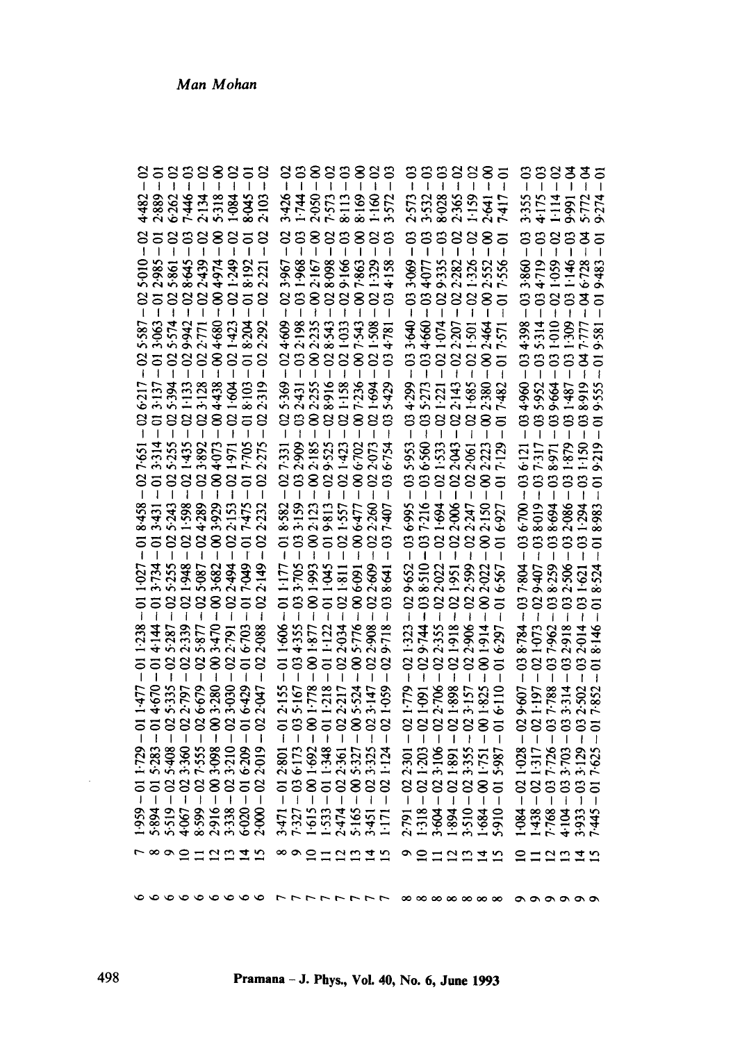| | | | | | | | | | | | | |
|---|---|---|---|---|---|---|---|---|---|---|---|---|
| 6 | 7 | 1·959 − 01 | 1·729 − 01 | 1·477 − 01 | 1·238 − 01 | 1·027 − 01 | 8·458 − 02 | 7·651 − 02 | 6·217 − 02 | 5·587 − 02 | 5·010 − 02 | 4·482 − 02 |
| 6 | 8 | 5·894 − 01 | 5·283 − 01 | 4·670 − 01 | 4·144 − 01 | 3·734 − 01 | 3·431 − 01 | 3·314 − 01 | 3·137 − 01 | 3·063 − 01 | 2·985 − 01 | 2·889 − 01 |
| 6 | 9 | 5·519 − 02 | 5·408 − 02 | 5·335 − 02 | 5·287 − 02 | 5·255 − 02 | 5·243 − 02 | 5·255 − 02 | 5·394 − 02 | 5·574 − 02 | 5·861 − 02 | 6·262 − 02 |
| 6 | 10 | 4·067 − 02 | 3·360 − 02 | 2·797 − 02 | 2·339 − 02 | 1·948 − 02 | 1·598 − 02 | 1·435 − 02 | 1·133 − 02 | 9·942 − 03 | 8·645 − 03 | 7·446 − 03 |
| 6 | 11 | 8·599 − 02 | 7·555 − 02 | 6·679 − 02 | 5·877 − 02 | 5·087 − 02 | 4·289 − 02 | 3·892 − 02 | 3·128 − 02 | 2·771 − 02 | 2·439 − 02 | 2·134 − 02 |
| 6 | 12 | 2·916 − 00 | 3·098 − 00 | 3·280 − 00 | 3·470 − 00 | 3·682 − 00 | 3·929 − 00 | 4·073 − 00 | 4·438 − 00 | 4·680 − 00 | 4·974 − 00 | 5·318 − 00 |
| 6 | 13 | 3·338 − 02 | 3·210 − 02 | 3·030 − 02 | 2·791 − 02 | 2·494 − 02 | 2·153 − 02 | 1·971 − 02 | 1·604 − 02 | 1·423 − 02 | 1·292 − 02 | 1·084 − 02 |
| 6 | 14 | 6·020 − 01 | 6·209 − 01 | 6·429 − 01 | 6·703 − 01 | 7·049 − 01 | 7·475 − 01 | 7·705 − 01 | 8·103 − 01 | 8·204 − 01 | 8·192 − 01 | 8·045 − 01 |
| 6 | 15 | 2·000 − 02 | 2·019 − 02 | 2·047 − 02 | 2·088 − 02 | 2·149 − 02 | 2·232 − 02 | 2·275 − 02 | 2·319 − 02 | 2·292 − 02 | 2·221 − 02 | 2·103 − 02 |
| 7 | 8 | 3·471 − 01 | 2·801 − 01 | 2·155 − 01 | 1·606 − 01 | 1·177 − 01 | 8·582 − 02 | 7·331 − 02 | 5·369 − 02 | 4·609 − 02 | 3·967 − 02 | 3·426 − 02 |
| 7 | 9 | 7·327 − 03 | 6·173 − 03 | 5·167 − 03 | 4·355 − 03 | 3·705 − 03 | 3·159 − 03 | 2·909 − 03 | 2·431 − 03 | 2·198 − 03 | 1·968 − 03 | 1·744 − 03 |
| 7 | 10 | 1·615 − 00 | 1·692 − 00 | 1·778 − 00 | 1·877 − 00 | 1·993 − 00 | 2·123 − 00 | 2·185 − 00 | 2·255 − 00 | 2·235 − 00 | 2·167 − 00 | 2·050 − 00 |
| 7 | 11 | 1·533 − 01 | 1·348 − 01 | 1·218 − 01 | 1·122 − 01 | 1·045 − 01 | 9·813 − 02 | 9·525 − 02 | 8·916 − 02 | 8·543 − 02 | 8·098 − 02 | 7·573 − 02 |
| 7 | 12 | 2·474 − 02 | 2·361 − 02 | 2·217 − 02 | 2·034 − 02 | 1·811 − 02 | 1·557 − 02 | 1·423 − 02 | 1·158 − 02 | 1·033 − 02 | 9·166 − 03 | 8·113 − 03 |
| 7 | 13 | 5·165 − 00 | 5·327 − 00 | 5·524 − 00 | 5·776 − 00 | 6·091 − 00 | 6·477 − 00 | 6·702 − 00 | 7·236 − 00 | 7·543 − 00 | 7·863 − 00 | 8·169 − 00 |
| 7 | 14 | 3·451 − 02 | 3·325 − 02 | 3·147 − 02 | 2·908 − 02 | 2·609 − 02 | 2·260 − 02 | 2·073 − 02 | 1·694 − 02 | 1·508 − 02 | 1·329 − 02 | 1·160 − 02 |
| 7 | 15 | 1·171 − 02 | 1·124 − 02 | 1·059 − 02 | 9·718 − 03 | 8·641 − 03 | 7·407 − 03 | 6·754 − 03 | 5·429 − 03 | 4·781 − 03 | 4·158 − 03 | 3·572 − 03 |
| 8 | 9 | 2·791 − 02 | 2·301 − 02 | 1·779 − 02 | 1·323 − 02 | 9·652 − 03 | 6·995 − 03 | 5·953 − 03 | 4·299 − 03 | 3·640 − 03 | 3·069 − 03 | 2·573 − 03 |
| 8 | 10 | 1·318 − 02 | 1·203 − 02 | 1·091 − 02 | 9·744 − 03 | 8·510 − 03 | 7·216 − 03 | 6·560 − 03 | 5·273 − 03 | 4·660 − 03 | 4·077 − 03 | 3·532 − 03 |
| 8 | 11 | 3·604 − 02 | 3·106 − 02 | 2·706 − 02 | 2·355 − 02 | 2·022 − 02 | 1·694 − 02 | 1·533 − 02 | 1·221 − 02 | 1·074 − 02 | 9·335 − 03 | 8·028 − 03 |
| 8 | 12 | 1·894 − 02 | 1·891 − 02 | 1·898 − 02 | 1·918 − 02 | 1·951 − 02 | 2·006 − 02 | 2·043 − 02 | 2·143 − 02 | 2·207 − 02 | 2·282 − 02 | 2·365 − 02 |
| 8 | 13 | 3·510 − 02 | 3·355 − 02 | 3·157 − 02 | 2·906 − 02 | 2·599 − 02 | 2·247 − 02 | 2·061 − 02 | 1·685 − 02 | 1·501 − 02 | 1·326 − 02 | 1·159 − 02 |
| 8 | 14 | 1·684 − 00 | 1·751 − 00 | 1·825 − 00 | 1·914 − 00 | 2·022 − 00 | 2·150 − 00 | 2·223 − 00 | 2·380 − 00 | 2·464 − 00 | 2·552 − 00 | 2·641 − 00 |
| 8 | 15 | 5·910 − 01 | 5·987 − 01 | 6·110 − 01 | 6·297 − 01 | 6·567 − 01 | 6·927 − 01 | 7·129 − 01 | 7·482 − 01 | 7·571 − 01 | 7·556 − 01 | 7·417 − 01 |
| 9 | 10 | 1·084 − 02 | 1·028 − 02 | 9·607 − 03 | 8·784 − 03 | 7·804 − 03 | 6·700 − 03 | 6·121 − 03 | 4·960 − 03 | 4·398 − 03 | 3·860 − 03 | 3·355 − 03 |
| 9 | 11 | 1·438 − 02 | 1·317 − 02 | 1·197 − 02 | 1·073 − 02 | 9·407 − 03 | 8·019 − 03 | 7·317 − 03 | 5·952 − 03 | 5·314 − 03 | 4·719 − 03 | 4·175 − 03 |
| 9 | 12 | 7·768 − 03 | 7·726 − 03 | 7·788 − 03 | 7·962 − 03 | 8·259 − 03 | 8·694 − 03 | 8·971 − 03 | 9·664 − 03 | 1·010 − 02 | 1·059 − 02 | 1·114 − 02 |
| 9 | 13 | 4·104 − 03 | 3·703 − 03 | 3·314 − 03 | 2·918 − 03 | 2·506 − 03 | 2·086 − 03 | 1·879 − 03 | 1·487 − 03 | 1·309 − 03 | 1·146 − 03 | 9·991 − 04 |
| 9 | 14 | 3·933 − 03 | 3·129 − 03 | 2·502 − 03 | 2·014 − 03 | 1·621 − 03 | 1·294 − 03 | 1·150 − 03 | 8·919 − 04 | 7·777 − 04 | 6·728 − 04 | 5·772 − 04 |
| 9 | 15 | 7·445 − 01 | 7·625 − 01 | 7·852 − 01 | 8·146 − 01 | 8·524 − 01 | 8·983 − 01 | 9·219 − 01 | 9·555 − 01 | 9·581 − 01 | 9·483 − 01 | 9·274 − 01 |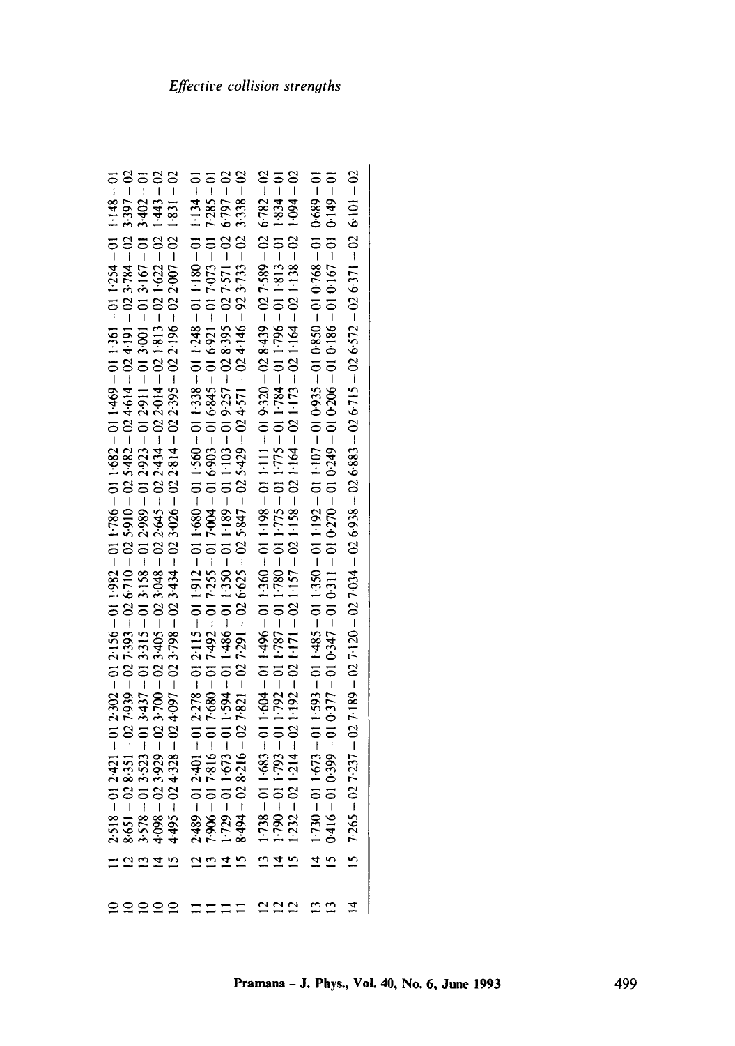| | | | | | | | | | | | | | |
|---|---|---|---|---|---|---|---|---|---|---|---|---|---|
| 10 | 11 | 2·518 − 01 | 2·421 − 01 | 2·302 − 01 | 2·156 − 01 | 1·982 − 01 | 1·786 − 01 | 1·682 − 01 | 1·469 − 01 | 1·361 − 01 | 1·254 − 01 | 1·148 − 01 |
| 10 | 12 | 8·651 − 02 | 8·351 − 02 | 7·939 − 02 | 7·393 − 02 | 6·710 − 02 | 5·910 − 02 | 5·482 − 02 | 4·614 − 02 | 4·191 − 02 | 3·784 − 02 | 3·397 − 02 |
| 10 | 13 | 3·578 − 01 | 3·523 − 01 | 3·437 − 01 | 3·315 − 01 | 3·158 − 01 | 2·989 − 01 | 2·923 − 01 | 2·911 − 01 | 3·001 − 01 | 3·167 − 01 | 3·402 − 01 |
| 10 | 14 | 4·098 − 02 | 3·929 − 02 | 3·700 − 02 | 3·405 − 02 | 3·048 − 02 | 2·645 − 02 | 2·434 − 02 | 2·014 − 02 | 1·813 − 02 | 1·622 − 02 | 1·443 − 02 |
| 10 | 15 | 4·495 − 02 | 4·328 − 02 | 4·097 − 02 | 3·798 − 02 | 3·434 − 02 | 3·026 − 02 | 2·814 − 02 | 2·395 − 02 | 2·196 − 02 | 2·007 − 02 | 1·831 − 02 |
| 11 | 12 | 2·489 − 01 | 2·401 − 01 | 2·278 − 01 | 2·115 − 01 | 1·912 − 01 | 1·680 − 01 | 1·560 − 01 | 1·338 − 01 | 1·248 − 01 | 1·180 − 01 | 1·134 − 01 |
| 11 | 13 | 7·906 − 01 | 7·816 − 01 | 7·680 − 01 | 7·492 − 01 | 7·255 − 01 | 7·004 − 01 | 6·903 − 01 | 6·845 − 01 | 6·921 − 01 | 7·073 − 01 | 7·285 − 01 |
| 11 | 14 | 1·729 − 01 | 1·673 − 01 | 1·594 − 01 | 1·486 − 01 | 1·350 − 01 | 1·189 − 01 | 1·103 − 01 | 9·257 − 02 | 8·395 − 02 | 7·571 − 02 | 6·797 − 02 |
| 11 | 15 | 8·494 − 02 | 8·216 − 02 | 7·821 − 02 | 7·291 − 02 | 6·625 − 02 | 5·847 − 02 | 5·429 − 02 | 4·571 − 02 | 4·146 − 92 | 3·733 − 02 | 3·338 − 02 |
| 12 | 13 | 1·738 − 01 | 1·683 − 01 | 1·604 − 01 | 1·496 − 01 | 1·360 − 01 | 1·198 − 01 | 1·111 − 01 | 9·320 − 02 | 8·439 − 02 | 7·589 − 02 | 6·782 − 02 |
| 12 | 14 | 1·790 − 01 | 1·793 − 01 | 1·792 − 01 | 1·787 − 01 | 1·780 − 01 | 1·775 − 01 | 1·775 − 01 | 1·784 − 01 | 1·796 − 01 | 1·813 − 01 | 1·834 − 01 |
| 12 | 15 | 1·232 − 02 | 1·214 − 02 | 1·192 − 02 | 1·171 − 02 | 1·157 − 02 | 1·158 − 02 | 1·164 − 02 | 1·173 − 02 | 1·164 − 02 | 1·138 − 02 | 1·094 − 02 |
| 13 | 14 | 1·730 − 01 | 1·673 − 01 | 1·593 − 01 | 1·485 − 01 | 1·350 − 01 | 1·192 − 01 | 1·107 − 01 | 0·935 − 01 | 0·850 − 01 | 0·768 − 01 | 0·689 − 01 |
| 13 | 15 | 0·416 − 01 | 0·399 − 01 | 0·377 − 01 | 0·347 − 01 | 0·311 − 01 | 0·270 − 01 | 0·249 − 01 | 0·206 − 01 | 0·186 − 01 | 0·167 − 01 | 0·149 − 01 |
| 14 | 15 | 7·265 − 02 | 7·237 − 02 | 7·189 − 02 | 7·120 − 02 | 7·034 − 02 | 6·938 − 02 | 6·883 − 02 | 6·715 − 02 | 6·572 − 02 | 6·371 − 02 | 6·101 − 02 |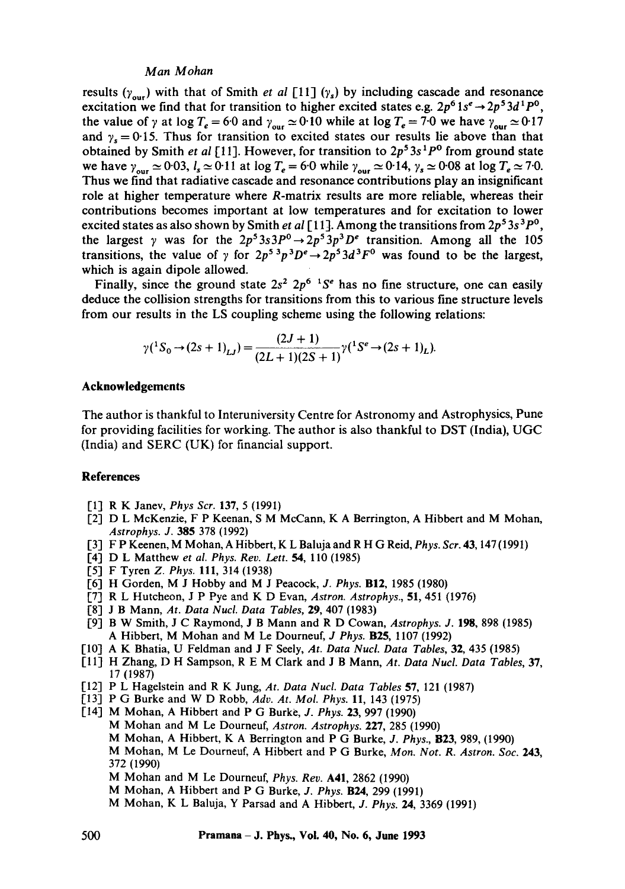results ($\gamma_{\rm our}$) with that of Smith *et al* [11] ($\gamma_s$) by including cascade and resonance excitation we find that for transition to higher excited states e.g. $2p^6\,1s^e \rightarrow 2p^5\,3d\,^1P^0$, the value of $\gamma$ at $\log T_e = 6{\cdot}0$ and $\gamma_{\rm our} \simeq 0{\cdot}10$ while at $\log T_e = 7{\cdot}0$ we have $\gamma_{\rm our} \simeq 0{\cdot}17$ and $\gamma_s = 0{\cdot}15$. Thus for transition to excited states our results lie above than that obtained by Smith *et al* [11]. However, for transition to $2p^5\,3s\,^1P^0$ from ground state we have $\gamma_{\rm our} \simeq 0{\cdot}03$, $l_s \simeq 0{\cdot}11$ at $\log T_e = 6{\cdot}0$ while $\gamma_{\rm our} \simeq 0{\cdot}14$, $\gamma_s \simeq 0{\cdot}08$ at $\log T_e \simeq 7{\cdot}0$. Thus we find that radiative cascade and resonance contributions play an insignificant role at higher temperature where *R*-matrix results are more reliable, whereas their contributions becomes important at low temperatures and for excitation to lower excited states as also shown by Smith *et al* [11]. Among the transitions from $2p^5\,3s\,^3P^0$, the largest $\gamma$ was for the $2p^5\,3s\,3P^0 \rightarrow 2p^5\,3p\,^3D^e$ transition. Among all the 105 transitions, the value of $\gamma$ for $2p^5\,^3p\,^3D^e \rightarrow 2p^5\,3d\,^3F^0$ was found to be the largest, which is again dipole allowed.

Finally, since the ground state $2s^2\,2p^6\,^1S^e$ has no fine structure, one can easily deduce the collision strengths for transitions from this to various fine structure levels from our results in the LS coupling scheme using the following relations:

$$\gamma(^1S_0 \rightarrow (2s+1)_{LJ}) = \frac{(2J+1)}{(2L+1)(2S+1)}\gamma(^1S^e \rightarrow (2s+1)_L).$$

## Acknowledgements

The author is thankful to Interuniversity Centre for Astronomy and Astrophysics, Pune for providing facilities for working. The author is also thankful to DST (India), UGC (India) and SERC (UK) for financial support.

## References

[1] R K Janev, *Phys Scr.* **137**, 5 (1991)
[2] D L McKenzie, F P Keenan, S M McCann, K A Berrington, A Hibbert and M Mohan, *Astrophys. J.* **385** 378 (1992)
[3] F P Keenen, M Mohan, A Hibbert, K L Baluja and R H G Reid, *Phys. Scr.* **43**, 147 (1991)
[4] D L Matthew *et al. Phys. Rev. Lett.* **54**, 110 (1985)
[5] F Tyren *Z. Phys.* **111**, 314 (1938)
[6] H Gorden, M J Hobby and M J Peacock, *J. Phys.* **B12**, 1985 (1980)
[7] R L Hutcheon, J P Pye and K D Evan, *Astron. Astrophys.*, **51**, 451 (1976)
[8] J B Mann, *At. Data Nucl. Data Tables*, **29**, 407 (1983)
[9] B W Smith, J C Raymond, J B Mann and R D Cowan, *Astrophys. J.* **198**, 898 (1985)
A Hibbert, M Mohan and M Le Dourneuf, *J Phys.* **B25**, 1107 (1992)
[10] A K Bhatia, U Feldman and J F Seely, *At. Data Nucl. Data Tables*, **32**, 435 (1985)
[11] H Zhang, D H Sampson, R E M Clark and J B Mann, *At. Data Nucl. Data Tables*, **37**, 17 (1987)
[12] P L Hagelstein and R K Jung, *At. Data Nucl. Data Tables* **57**, 121 (1987)
[13] P G Burke and W D Robb, *Adv. At. Mol. Phys.* **11**, 143 (1975)
[14] M Mohan, A Hibbert and P G Burke, *J. Phys.* **23**, 997 (1990)
M Mohan and M Le Dourneuf, *Astron. Astrophys.* **227**, 285 (1990)
M Mohan, A Hibbert, K A Berrington and P G Burke, *J. Phys.*, **B23**, 989, (1990)
M Mohan, M Le Dourneuf, A Hibbert and P G Burke, *Mon. Not. R. Astron. Soc.* **243**, 372 (1990)
M Mohan and M Le Dourneuf, *Phys. Rev.* **A41**, 2862 (1990)
M Mohan, A Hibbert and P G Burke, *J. Phys.* **B24**, 299 (1991)
M Mohan, K L Baluja, Y Parsad and A Hibbert, *J. Phys.* **24**, 3369 (1991)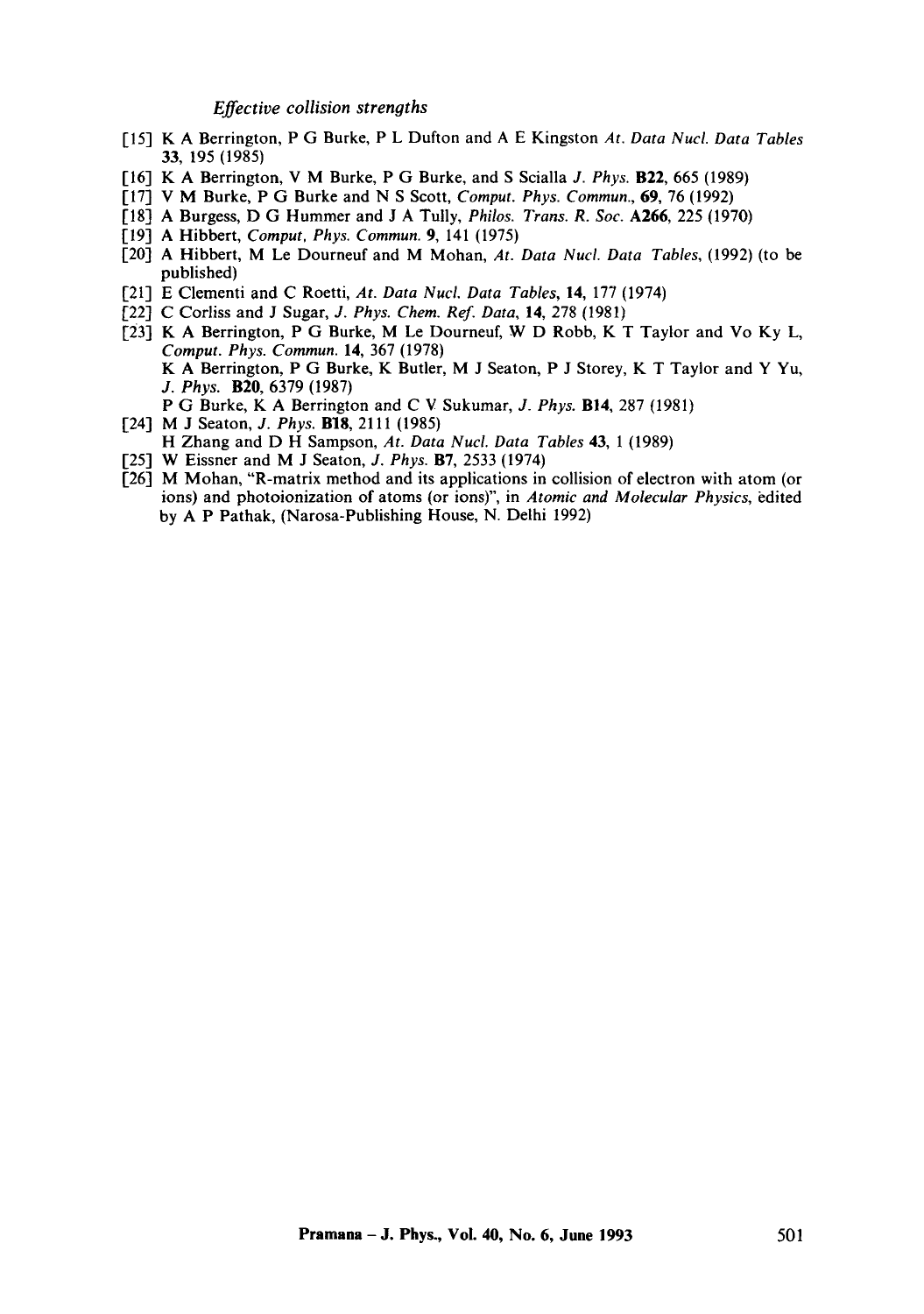[15] K A Berrington, P G Burke, P L Dufton and A E Kingston *At. Data Nucl. Data Tables* **33**, 195 (1985)

[16] K A Berrington, V M Burke, P G Burke, and S Scialla *J. Phys.* **B22**, 665 (1989)

[17] V M Burke, P G Burke and N S Scott, *Comput. Phys. Commun.*, **69**, 76 (1992)

[18] A Burgess, D G Hummer and J A Tully, *Philos. Trans. R. Soc.* **A266**, 225 (1970)

[19] A Hibbert, *Comput, Phys. Commun.* **9**, 141 (1975)

[20] A Hibbert, M Le Dourneuf and M Mohan, *At. Data Nucl. Data Tables*, (1992) (to be published)

[21] E Clementi and C Roetti, *At. Data Nucl. Data Tables*, **14**, 177 (1974)

[22] C Corliss and J Sugar, *J. Phys. Chem. Ref. Data*, **14**, 278 (1981)

[23] K A Berrington, P G Burke, M Le Dourneuf, W D Robb, K T Taylor and Vo Ky L, *Comput. Phys. Commun.* **14**, 367 (1978)
K A Berrington, P G Burke, K Butler, M J Seaton, P J Storey, K T Taylor and Y Yu, *J. Phys.* **B20**, 6379 (1987)
P G Burke, K A Berrington and C V Sukumar, *J. Phys.* **B14**, 287 (1981)

[24] M J Seaton, *J. Phys.* **B18**, 2111 (1985)
H Zhang and D H Sampson, *At. Data Nucl. Data Tables* **43**, 1 (1989)

[25] W Eissner and M J Seaton, *J. Phys.* **B7**, 2533 (1974)

[26] M Mohan, "R-matrix method and its applications in collision of electron with atom (or ions) and photoionization of atoms (or ions)", in *Atomic and Molecular Physics*, edited by A P Pathak, (Narosa-Publishing House, N. Delhi 1992)